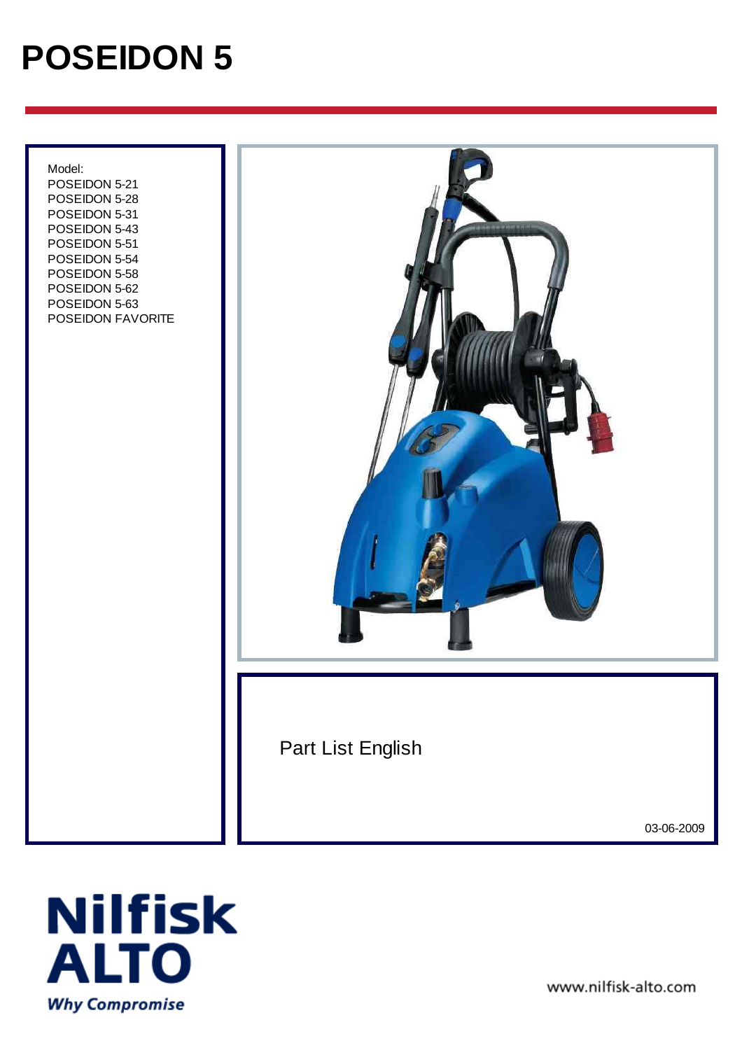# POSEIDON 5

Model:
POSEIDON 5-21
POSEIDON 5-28
POSEIDON 5-31
POSEIDON 5-43
POSEIDON 5-51
POSEIDON 5-54
POSEIDON 5-58
POSEIDON 5-62
POSEIDON 5-63
POSEIDON FAVORITE

Part List English

03-06-2009

Nilfisk ALTO

*Why Compromise*

www.nilfisk-alto.com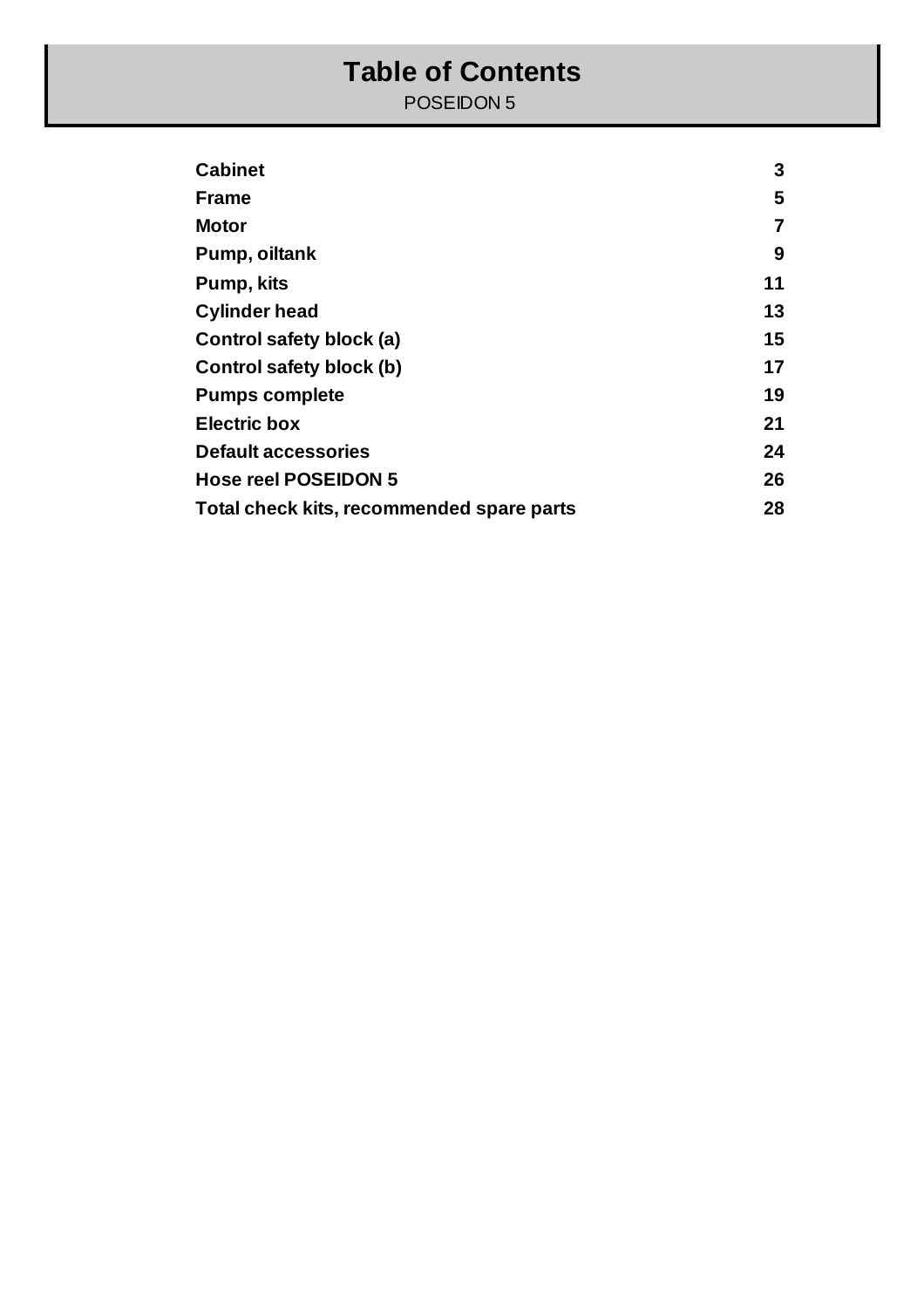# Table of Contents

POSEIDON 5

| | |
|---|---|
| **Cabinet** | **3** |
| **Frame** | **5** |
| **Motor** | **7** |
| **Pump, oiltank** | **9** |
| **Pump, kits** | **11** |
| **Cylinder head** | **13** |
| **Control safety block (a)** | **15** |
| **Control safety block (b)** | **17** |
| **Pumps complete** | **19** |
| **Electric box** | **21** |
| **Default accessories** | **24** |
| **Hose reel POSEIDON 5** | **26** |
| **Total check kits, recommended spare parts** | **28** |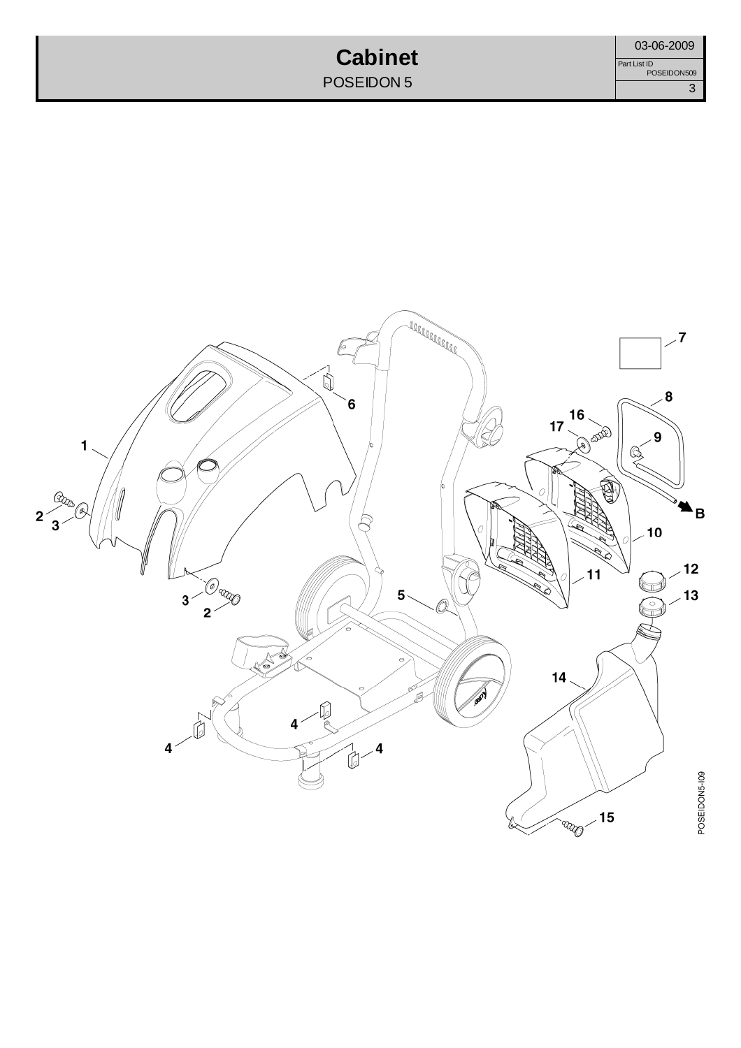# Cabinet

POSEIDON 5

03-06-2009

Part List ID POSEIDON509

1
2
3
3
2
6
5
4
4
4
7
8
16
17
9
B
10
11
12
13
14
15

POSEIDON5-I09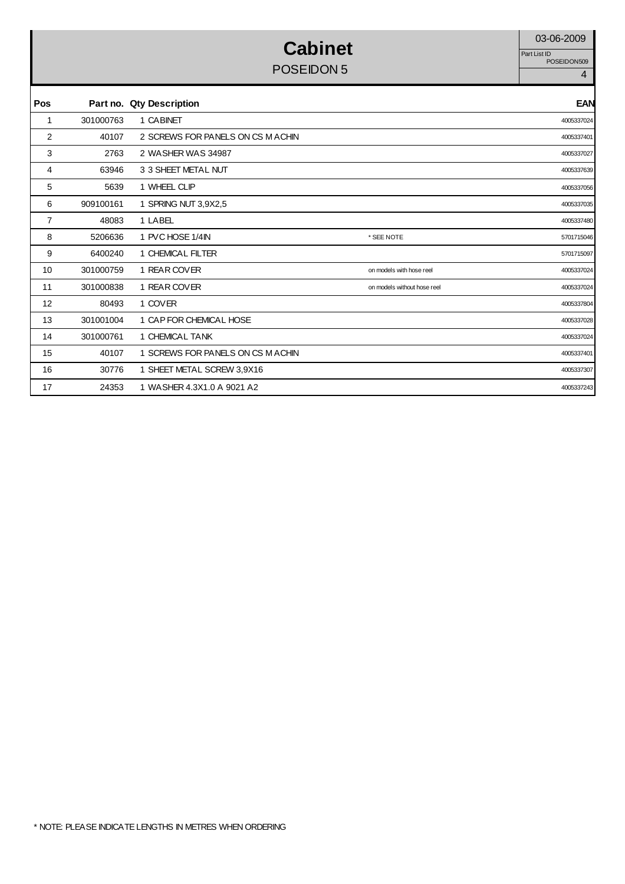# Cabinet

## POSEIDON 5

03-06-2009

Part List ID POSEIDON509

| Pos | Part no. | Qty | Description | | EAN |
|---|---|---|---|---|---|
| 1 | 301000763 | 1 | CABINET | | 4005337024 |
| 2 | 40107 | 2 | SCREWS FOR PANELS ON CS MACHIN | | 4005337401 |
| 3 | 2763 | 2 | WASHER WAS 34987 | | 4005337027 |
| 4 | 63946 | 3 | 3 SHEET METAL NUT | | 4005337639 |
| 5 | 5639 | 1 | WHEEL CLIP | | 4005337056 |
| 6 | 909100161 | 1 | SPRING NUT 3,9X2,5 | | 4005337035 |
| 7 | 48083 | 1 | LABEL | | 4005337480 |
| 8 | 5206636 | 1 | PVC HOSE 1/4IN | * SEE NOTE | 5701715046 |
| 9 | 6400240 | 1 | CHEMICAL FILTER | | 5701715097 |
| 10 | 301000759 | 1 | REAR COVER | on models with hose reel | 4005337024 |
| 11 | 301000838 | 1 | REAR COVER | on models without hose reel | 4005337024 |
| 12 | 80493 | 1 | COVER | | 4005337804 |
| 13 | 301001004 | 1 | CAP FOR CHEMICAL HOSE | | 4005337028 |
| 14 | 301000761 | 1 | CHEMICAL TANK | | 4005337024 |
| 15 | 40107 | 1 | SCREWS FOR PANELS ON CS MACHIN | | 4005337401 |
| 16 | 30776 | 1 | SHEET METAL SCREW 3,9X16 | | 4005337307 |
| 17 | 24353 | 1 | WASHER 4.3X1.0 A 9021 A2 | | 4005337243 |

* NOTE: PLEASE INDICATE LENGTHS IN METRES WHEN ORDERING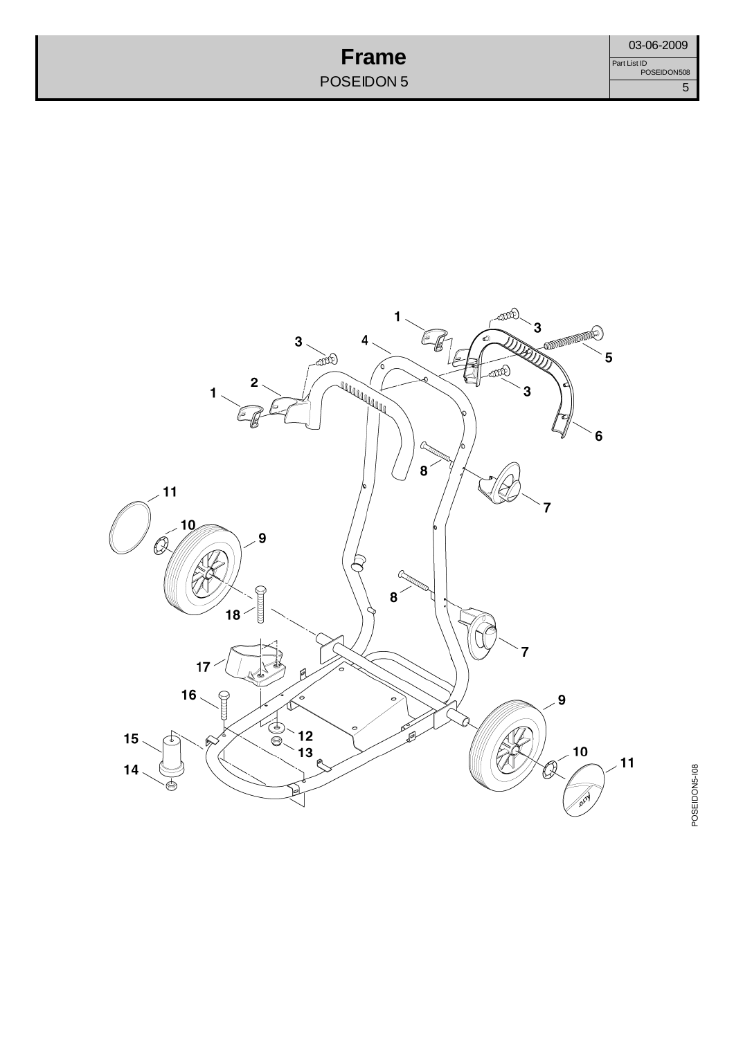# Frame

POSEIDON 5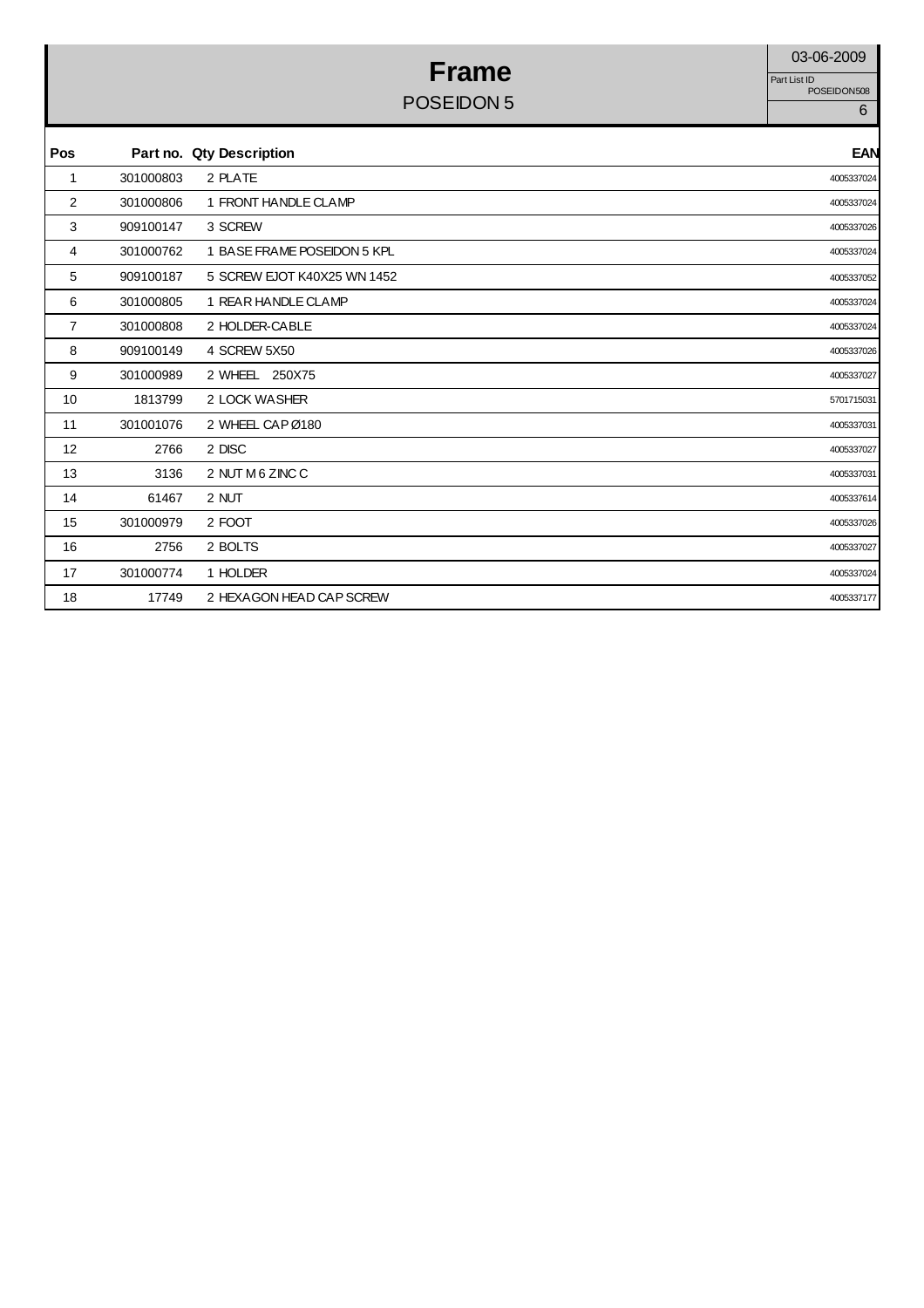# Frame

## POSEIDON 5

03-06-2009

Part List ID
POSEIDON508

| Pos | Part no. | Qty | Description | EAN |
|---|---|---|---|---|
| 1 | 301000803 | 2 | PLATE | 4005337024 |
| 2 | 301000806 | 1 | FRONT HANDLE CLAMP | 4005337024 |
| 3 | 909100147 | 3 | SCREW | 4005337026 |
| 4 | 301000762 | 1 | BASE FRAME POSEIDON 5 KPL | 4005337024 |
| 5 | 909100187 | 5 | SCREW EJOT K40X25 WN 1452 | 4005337052 |
| 6 | 301000805 | 1 | REAR HANDLE CLAMP | 4005337024 |
| 7 | 301000808 | 2 | HOLDER-CABLE | 4005337024 |
| 8 | 909100149 | 4 | SCREW 5X50 | 4005337026 |
| 9 | 301000989 | 2 | WHEEL 250X75 | 4005337027 |
| 10 | 1813799 | 2 | LOCK WASHER | 5701715031 |
| 11 | 301001076 | 2 | WHEEL CAP Ø180 | 4005337031 |
| 12 | 2766 | 2 | DISC | 4005337027 |
| 13 | 3136 | 2 | NUT M 6 ZINC C | 4005337031 |
| 14 | 61467 | 2 | NUT | 4005337614 |
| 15 | 301000979 | 2 | FOOT | 4005337026 |
| 16 | 2756 | 2 | BOLTS | 4005337027 |
| 17 | 301000774 | 1 | HOLDER | 4005337024 |
| 18 | 17749 | 2 | HEXAGON HEAD CAP SCREW | 4005337177 |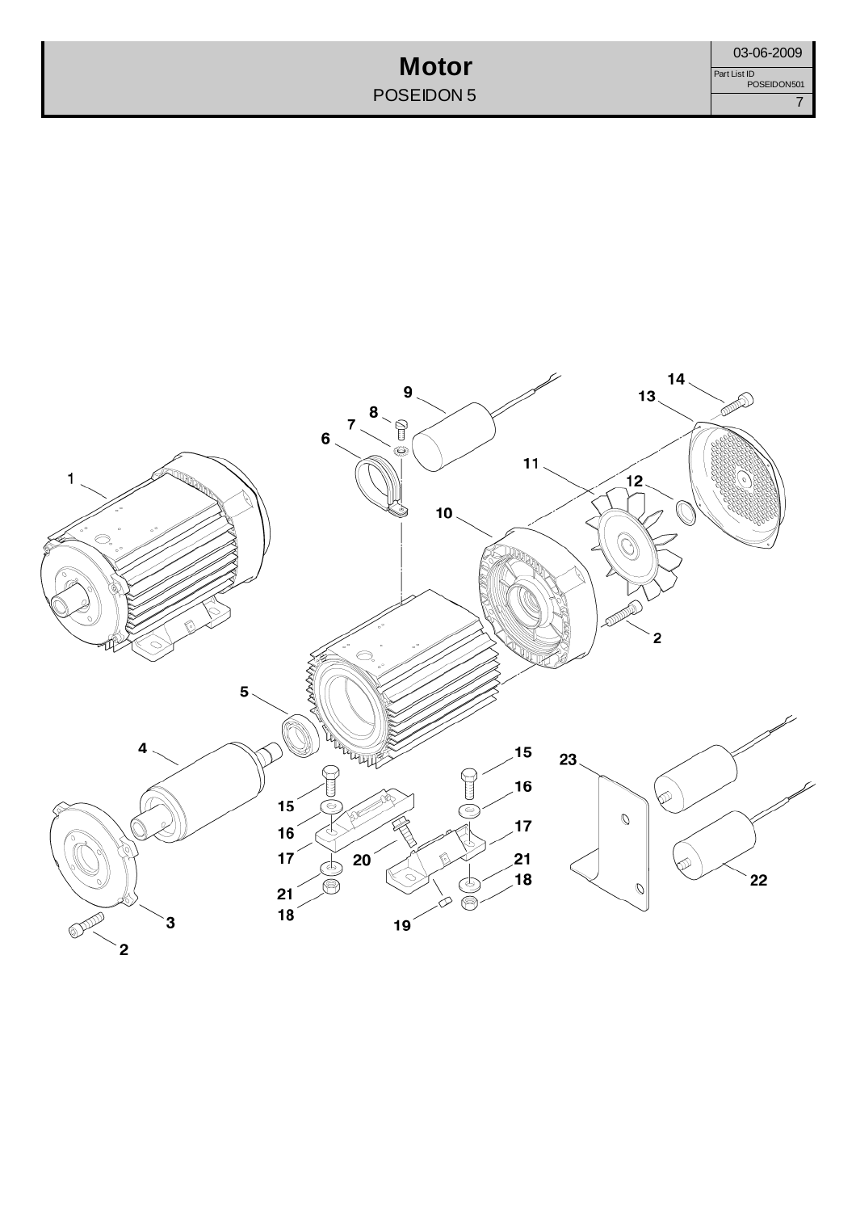# Motor

POSEIDON 5

03-06-2009

Part List ID POSEIDON501

1 2 3 4 5 6 7 8 9 10 11 12 13 14 15 16 17 18 19 20 21 22 23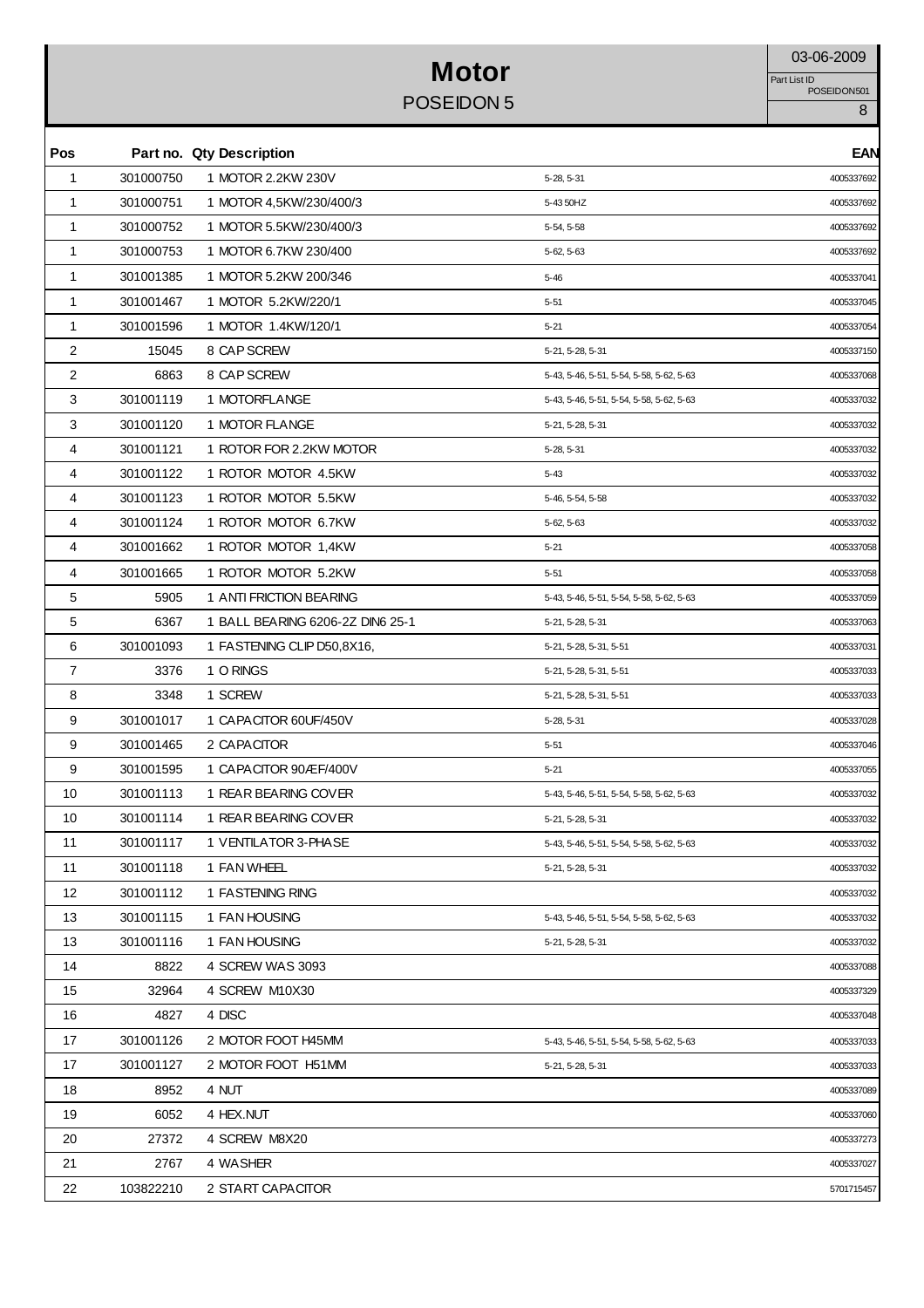# Motor

## POSEIDON 5

03-06-2009

Part List ID POSEIDON501

| Pos | Part no. | Qty | Description | | EAN |
|---|---|---|---|---|---|
| 1 | 301000750 | 1 | MOTOR 2.2KW 230V | 5-28, 5-31 | 4005337692 |
| 1 | 301000751 | 1 | MOTOR 4,5KW/230/400/3 | 5-43 50HZ | 4005337692 |
| 1 | 301000752 | 1 | MOTOR 5.5KW/230/400/3 | 5-54, 5-58 | 4005337692 |
| 1 | 301000753 | 1 | MOTOR 6.7KW 230/400 | 5-62, 5-63 | 4005337692 |
| 1 | 301001385 | 1 | MOTOR 5.2KW 200/346 | 5-46 | 4005337041 |
| 1 | 301001467 | 1 | MOTOR 5.2KW/220/1 | 5-51 | 4005337045 |
| 1 | 301001596 | 1 | MOTOR 1.4KW/120/1 | 5-21 | 4005337054 |
| 2 | 15045 | 8 | CAP SCREW | 5-21, 5-28, 5-31 | 4005337150 |
| 2 | 6863 | 8 | CAP SCREW | 5-43, 5-46, 5-51, 5-54, 5-58, 5-62, 5-63 | 4005337068 |
| 3 | 301001119 | 1 | MOTORFLANGE | 5-43, 5-46, 5-51, 5-54, 5-58, 5-62, 5-63 | 4005337032 |
| 3 | 301001120 | 1 | MOTOR FLANGE | 5-21, 5-28, 5-31 | 4005337032 |
| 4 | 301001121 | 1 | ROTOR FOR 2.2KW MOTOR | 5-28, 5-31 | 4005337032 |
| 4 | 301001122 | 1 | ROTOR MOTOR 4.5KW | 5-43 | 4005337032 |
| 4 | 301001123 | 1 | ROTOR MOTOR 5.5KW | 5-46, 5-54, 5-58 | 4005337032 |
| 4 | 301001124 | 1 | ROTOR MOTOR 6.7KW | 5-62, 5-63 | 4005337032 |
| 4 | 301001662 | 1 | ROTOR MOTOR 1,4KW | 5-21 | 4005337058 |
| 4 | 301001665 | 1 | ROTOR MOTOR 5.2KW | 5-51 | 4005337058 |
| 5 | 5905 | 1 | ANTI FRICTION BEARING | 5-43, 5-46, 5-51, 5-54, 5-58, 5-62, 5-63 | 4005337059 |
| 5 | 6367 | 1 | BALL BEARING 6206-2Z DIN6 25-1 | 5-21, 5-28, 5-31 | 4005337063 |
| 6 | 301001093 | 1 | FASTENING CLIP D50,8X16, | 5-21, 5-28, 5-31, 5-51 | 4005337031 |
| 7 | 3376 | 1 | O RINGS | 5-21, 5-28, 5-31, 5-51 | 4005337033 |
| 8 | 3348 | 1 | SCREW | 5-21, 5-28, 5-31, 5-51 | 4005337033 |
| 9 | 301001017 | 1 | CAPACITOR 60UF/450V | 5-28, 5-31 | 4005337028 |
| 9 | 301001465 | 2 | CAPACITOR | 5-51 | 4005337046 |
| 9 | 301001595 | 1 | CAPACITOR 90ÆF/400V | 5-21 | 4005337055 |
| 10 | 301001113 | 1 | REAR BEARING COVER | 5-43, 5-46, 5-51, 5-54, 5-58, 5-62, 5-63 | 4005337032 |
| 10 | 301001114 | 1 | REAR BEARING COVER | 5-21, 5-28, 5-31 | 4005337032 |
| 11 | 301001117 | 1 | VENTILATOR 3-PHASE | 5-43, 5-46, 5-51, 5-54, 5-58, 5-62, 5-63 | 4005337032 |
| 11 | 301001118 | 1 | FAN WHEEL | 5-21, 5-28, 5-31 | 4005337032 |
| 12 | 301001112 | 1 | FASTENING RING | | 4005337032 |
| 13 | 301001115 | 1 | FAN HOUSING | 5-43, 5-46, 5-51, 5-54, 5-58, 5-62, 5-63 | 4005337032 |
| 13 | 301001116 | 1 | FAN HOUSING | 5-21, 5-28, 5-31 | 4005337032 |
| 14 | 8822 | 4 | SCREW WAS 3093 | | 4005337088 |
| 15 | 32964 | 4 | SCREW M10X30 | | 4005337329 |
| 16 | 4827 | 4 | DISC | | 4005337048 |
| 17 | 301001126 | 2 | MOTOR FOOT H45MM | 5-43, 5-46, 5-51, 5-54, 5-58, 5-62, 5-63 | 4005337033 |
| 17 | 301001127 | 2 | MOTOR FOOT H51MM | 5-21, 5-28, 5-31 | 4005337033 |
| 18 | 8952 | 4 | NUT | | 4005337089 |
| 19 | 6052 | 4 | HEX.NUT | | 4005337060 |
| 20 | 27372 | 4 | SCREW M8X20 | | 4005337273 |
| 21 | 2767 | 4 | WASHER | | 4005337027 |
| 22 | 103822210 | 2 | START CAPACITOR | | 5701715457 |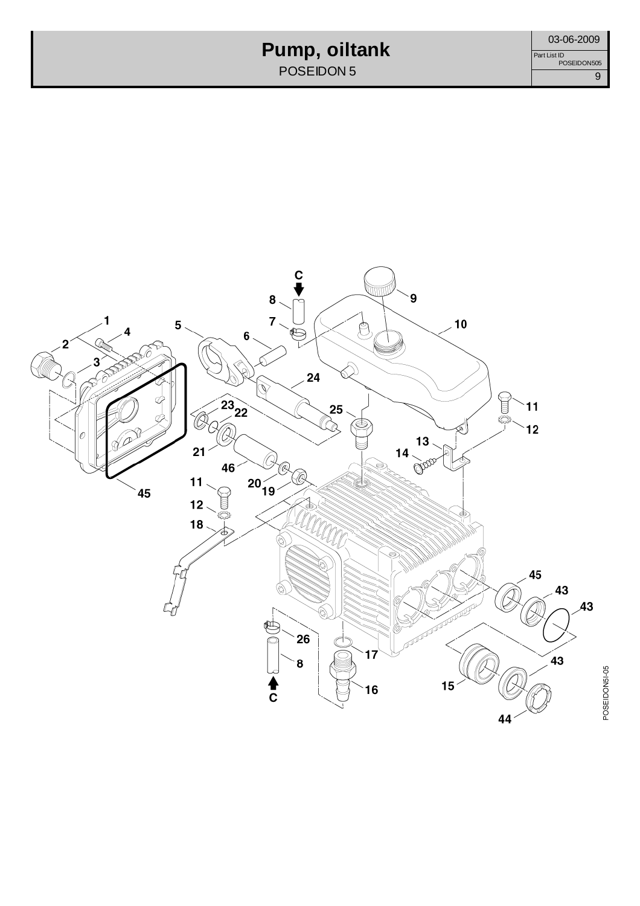# Pump, oiltank

POSEIDON 5

03-06-2009

Part List ID POSEIDON505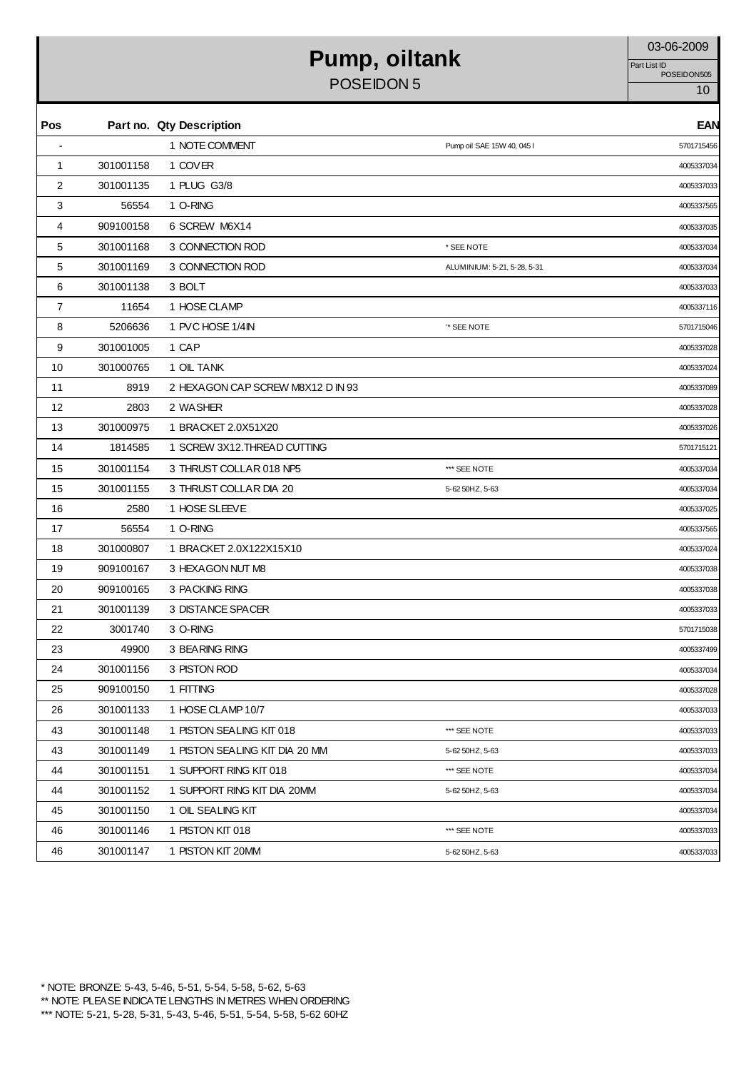# Pump, oiltank

## POSEIDON 5

03-06-2009

Part List ID POSEIDON505

| Pos | Part no. | Qty | Description | | EAN |
|---|---|---|---|---|---|
| - | | 1 | NOTE COMMENT | Pump oil SAE 15W 40, 045 l | 5701715456 |
| 1 | 301001158 | 1 | COVER | | 4005337034 |
| 2 | 301001135 | 1 | PLUG G3/8 | | 4005337033 |
| 3 | 56554 | 1 | O-RING | | 4005337565 |
| 4 | 909100158 | 6 | SCREW M6X14 | | 4005337035 |
| 5 | 301001168 | 3 | CONNECTION ROD | * SEE NOTE | 4005337034 |
| 5 | 301001169 | 3 | CONNECTION ROD | ALUMINIUM: 5-21, 5-28, 5-31 | 4005337034 |
| 6 | 301001138 | 3 | BOLT | | 4005337033 |
| 7 | 11654 | 1 | HOSE CLAMP | | 4005337116 |
| 8 | 5206636 | 1 | PVC HOSE 1/4IN | '* SEE NOTE | 5701715046 |
| 9 | 301001005 | 1 | CAP | | 4005337028 |
| 10 | 301000765 | 1 | OIL TANK | | 4005337024 |
| 11 | 8919 | 2 | HEXAGON CAP SCREW M8X12 D IN 93 | | 4005337089 |
| 12 | 2803 | 2 | WASHER | | 4005337028 |
| 13 | 301000975 | 1 | BRACKET 2.0X51X20 | | 4005337026 |
| 14 | 1814585 | 1 | SCREW 3X12.THREAD CUTTING | | 5701715121 |
| 15 | 301001154 | 3 | THRUST COLLAR 018 NP5 | *** SEE NOTE | 4005337034 |
| 15 | 301001155 | 3 | THRUST COLLAR DIA 20 | 5-62 50HZ, 5-63 | 4005337034 |
| 16 | 2580 | 1 | HOSE SLEEVE | | 4005337025 |
| 17 | 56554 | 1 | O-RING | | 4005337565 |
| 18 | 301000807 | 1 | BRACKET 2.0X122X15X10 | | 4005337024 |
| 19 | 909100167 | 3 | HEXAGON NUT M8 | | 4005337038 |
| 20 | 909100165 | 3 | PACKING RING | | 4005337038 |
| 21 | 301001139 | 3 | DISTANCE SPACER | | 4005337033 |
| 22 | 3001740 | 3 | O-RING | | 5701715038 |
| 23 | 49900 | 3 | BEARING RING | | 4005337499 |
| 24 | 301001156 | 3 | PISTON ROD | | 4005337034 |
| 25 | 909100150 | 1 | FITTING | | 4005337028 |
| 26 | 301001133 | 1 | HOSE CLAMP 10/7 | | 4005337033 |
| 43 | 301001148 | 1 | PISTON SEALING KIT 018 | *** SEE NOTE | 4005337033 |
| 43 | 301001149 | 1 | PISTON SEALING KIT DIA 20 MM | 5-62 50HZ, 5-63 | 4005337033 |
| 44 | 301001151 | 1 | SUPPORT RING KIT 018 | *** SEE NOTE | 4005337034 |
| 44 | 301001152 | 1 | SUPPORT RING KIT DIA 20MM | 5-62 50HZ, 5-63 | 4005337034 |
| 45 | 301001150 | 1 | OIL SEALING KIT | | 4005337034 |
| 46 | 301001146 | 1 | PISTON KIT 018 | *** SEE NOTE | 4005337033 |
| 46 | 301001147 | 1 | PISTON KIT 20MM | 5-62 50HZ, 5-63 | 4005337033 |

\* NOTE: BRONZE: 5-43, 5-46, 5-51, 5-54, 5-58, 5-62, 5-63
** NOTE: PLEASE INDICATE LENGTHS IN METRES WHEN ORDERING
*** NOTE: 5-21, 5-28, 5-31, 5-43, 5-46, 5-51, 5-54, 5-58, 5-62 60HZ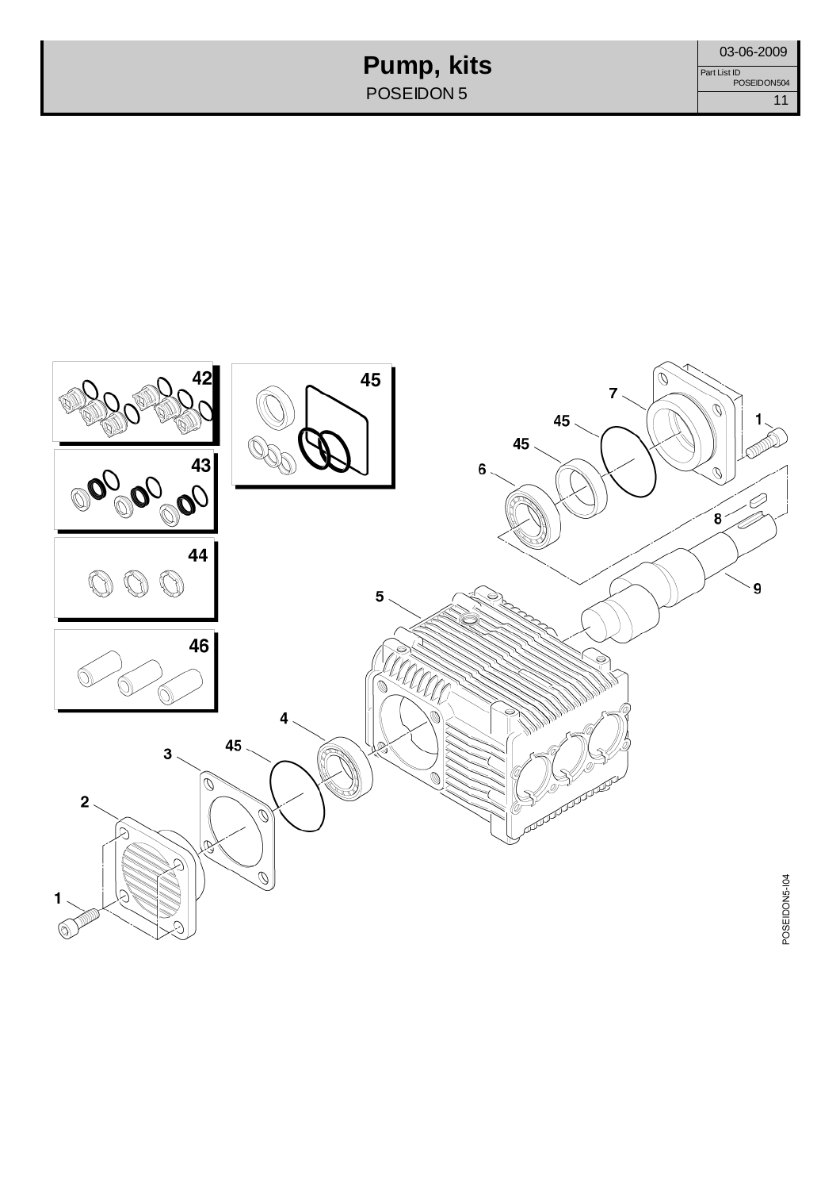# Pump, kits

POSEIDON 5

03-06-2009

Part List ID POSEIDON504

42

45

43

44

46

7

45

45

6

1

8

9

5

4

45

3

2

1

POSEIDON5-I04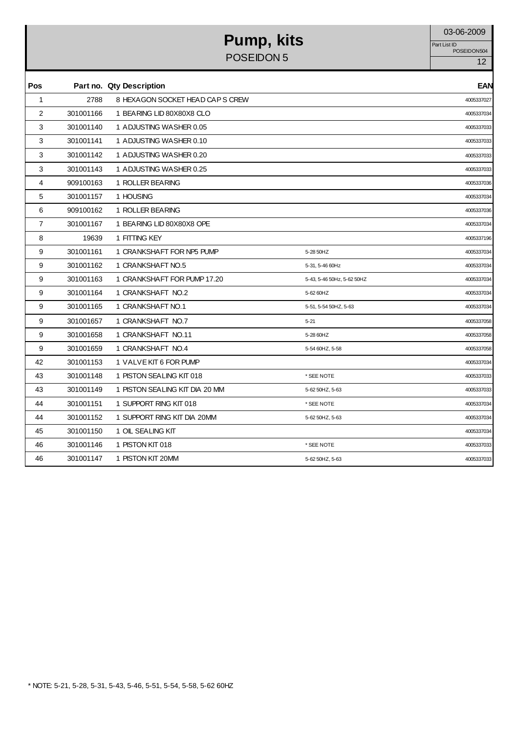# Pump, kits

POSEIDON 5

03-06-2009

Part List ID POSEIDON504

| Pos | Part no. | Qty | Description | | EAN |
|---|---|---|---|---|---|
| 1 | 2788 | 8 | HEXAGON SOCKET HEAD CAP S CREW | | 4005337027 |
| 2 | 301001166 | 1 | BEARING LID 80X80X8 CLO | | 4005337034 |
| 3 | 301001140 | 1 | ADJUSTING WASHER 0.05 | | 4005337033 |
| 3 | 301001141 | 1 | ADJUSTING WASHER 0.10 | | 4005337033 |
| 3 | 301001142 | 1 | ADJUSTING WASHER 0.20 | | 4005337033 |
| 3 | 301001143 | 1 | ADJUSTING WASHER 0.25 | | 4005337033 |
| 4 | 909100163 | 1 | ROLLER BEARING | | 4005337036 |
| 5 | 301001157 | 1 | HOUSING | | 4005337034 |
| 6 | 909100162 | 1 | ROLLER BEARING | | 4005337036 |
| 7 | 301001167 | 1 | BEARING LID 80X80X8 OPE | | 4005337034 |
| 8 | 19639 | 1 | FITTING KEY | | 4005337196 |
| 9 | 301001161 | 1 | CRANKSHAFT FOR NP5 PUMP | 5-28 50HZ | 4005337034 |
| 9 | 301001162 | 1 | CRANKSHAFT NO.5 | 5-31, 5-46 60Hz | 4005337034 |
| 9 | 301001163 | 1 | CRANKSHAFT FOR PUMP 17.20 | 5-43, 5-46 50Hz, 5-62 50HZ | 4005337034 |
| 9 | 301001164 | 1 | CRANKSHAFT NO.2 | 5-62 60HZ | 4005337034 |
| 9 | 301001165 | 1 | CRANKSHAFT NO.1 | 5-51, 5-54 50HZ, 5-63 | 4005337034 |
| 9 | 301001657 | 1 | CRANKSHAFT NO.7 | 5-21 | 4005337058 |
| 9 | 301001658 | 1 | CRANKSHAFT NO.11 | 5-28 60HZ | 4005337058 |
| 9 | 301001659 | 1 | CRANKSHAFT NO.4 | 5-54 60HZ, 5-58 | 4005337058 |
| 42 | 301001153 | 1 | VALVE KIT 6 FOR PUMP | | 4005337034 |
| 43 | 301001148 | 1 | PISTON SEALING KIT 018 | * SEE NOTE | 4005337033 |
| 43 | 301001149 | 1 | PISTON SEALING KIT DIA 20 MM | 5-62 50HZ, 5-63 | 4005337033 |
| 44 | 301001151 | 1 | SUPPORT RING KIT 018 | * SEE NOTE | 4005337034 |
| 44 | 301001152 | 1 | SUPPORT RING KIT DIA 20MM | 5-62 50HZ, 5-63 | 4005337034 |
| 45 | 301001150 | 1 | OIL SEALING KIT | | 4005337034 |
| 46 | 301001146 | 1 | PISTON KIT 018 | * SEE NOTE | 4005337033 |
| 46 | 301001147 | 1 | PISTON KIT 20MM | 5-62 50HZ, 5-63 | 4005337033 |

* NOTE: 5-21, 5-28, 5-31, 5-43, 5-46, 5-51, 5-54, 5-58, 5-62 60HZ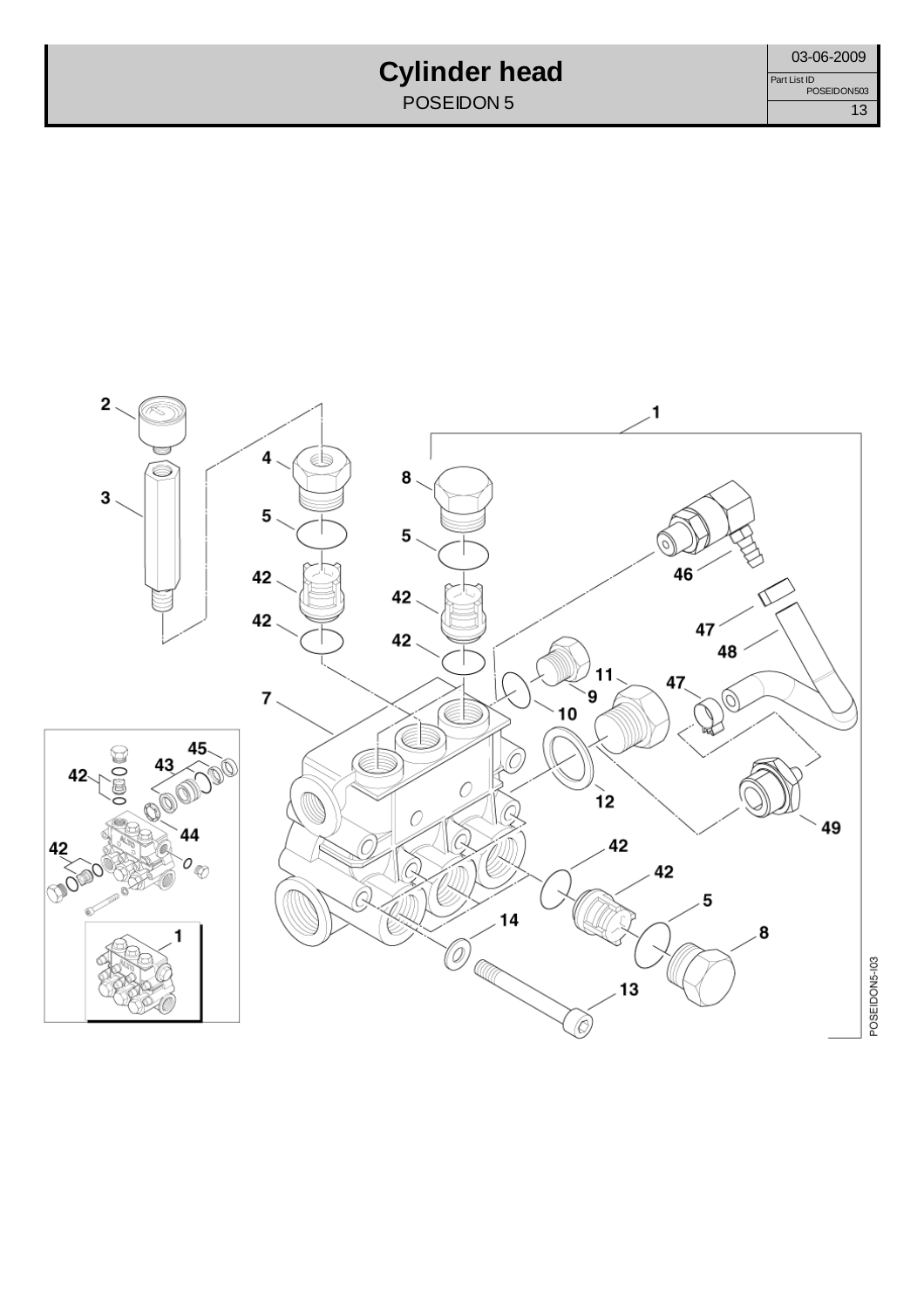# Cylinder head

POSEIDON 5

03-06-2009

Part List ID POSEIDON503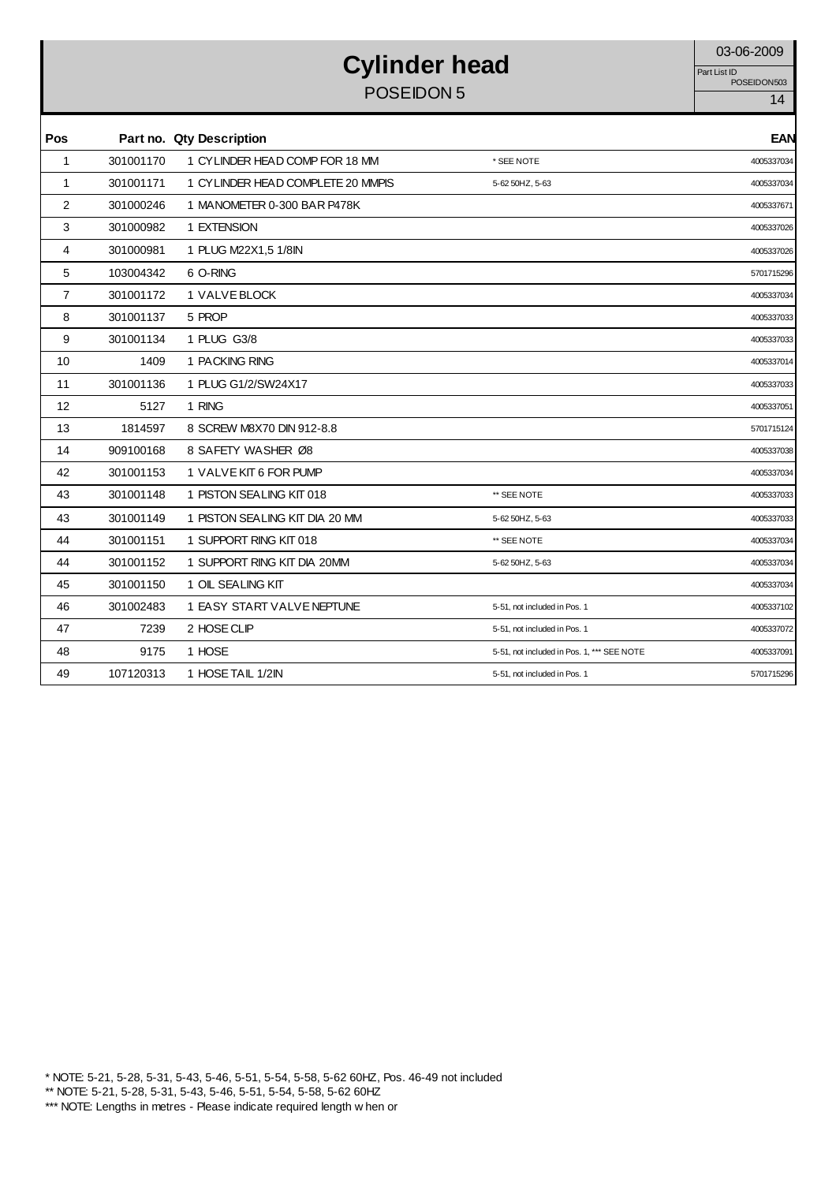# Cylinder head

POSEIDON 5

03-06-2009

Part List ID POSEIDON503

| Pos | Part no. | Qty | Description | | EAN |
|---|---|---|---|---|---|
| 1 | 301001170 | 1 | CYLINDER HEAD COMP FOR 18 MM | * SEE NOTE | 4005337034 |
| 1 | 301001171 | 1 | CYLINDER HEAD COMPLETE 20 MMPIS | 5-62 50HZ, 5-63 | 4005337034 |
| 2 | 301000246 | 1 | MANOMETER 0-300 BAR P478K | | 4005337671 |
| 3 | 301000982 | 1 | EXTENSION | | 4005337026 |
| 4 | 301000981 | 1 | PLUG M22X1,5 1/8IN | | 4005337026 |
| 5 | 103004342 | 6 | O-RING | | 5701715296 |
| 7 | 301001172 | 1 | VALVE BLOCK | | 4005337034 |
| 8 | 301001137 | 5 | PROP | | 4005337033 |
| 9 | 301001134 | 1 | PLUG G3/8 | | 4005337033 |
| 10 | 1409 | 1 | PACKING RING | | 4005337014 |
| 11 | 301001136 | 1 | PLUG G1/2/SW24X17 | | 4005337033 |
| 12 | 5127 | 1 | RING | | 4005337051 |
| 13 | 1814597 | 8 | SCREW M8X70 DIN 912-8.8 | | 5701715124 |
| 14 | 909100168 | 8 | SAFETY WASHER Ø8 | | 4005337038 |
| 42 | 301001153 | 1 | VALVE KIT 6 FOR PUMP | | 4005337034 |
| 43 | 301001148 | 1 | PISTON SEALING KIT 018 | ** SEE NOTE | 4005337033 |
| 43 | 301001149 | 1 | PISTON SEALING KIT DIA 20 MM | 5-62 50HZ, 5-63 | 4005337033 |
| 44 | 301001151 | 1 | SUPPORT RING KIT 018 | ** SEE NOTE | 4005337034 |
| 44 | 301001152 | 1 | SUPPORT RING KIT DIA 20MM | 5-62 50HZ, 5-63 | 4005337034 |
| 45 | 301001150 | 1 | OIL SEALING KIT | | 4005337034 |
| 46 | 301002483 | 1 | EASY START VALVE NEPTUNE | 5-51, not included in Pos. 1 | 4005337102 |
| 47 | 7239 | 2 | HOSE CLIP | 5-51, not included in Pos. 1 | 4005337072 |
| 48 | 9175 | 1 | HOSE | 5-51, not included in Pos. 1, *** SEE NOTE | 4005337091 |
| 49 | 107120313 | 1 | HOSE TAIL 1/2IN | 5-51, not included in Pos. 1 | 5701715296 |

* NOTE: 5-21, 5-28, 5-31, 5-43, 5-46, 5-51, 5-54, 5-58, 5-62 60HZ, Pos. 46-49 not included

** NOTE: 5-21, 5-28, 5-31, 5-43, 5-46, 5-51, 5-54, 5-58, 5-62 60HZ

*** NOTE: Lengths in metres - Please indicate required length w hen or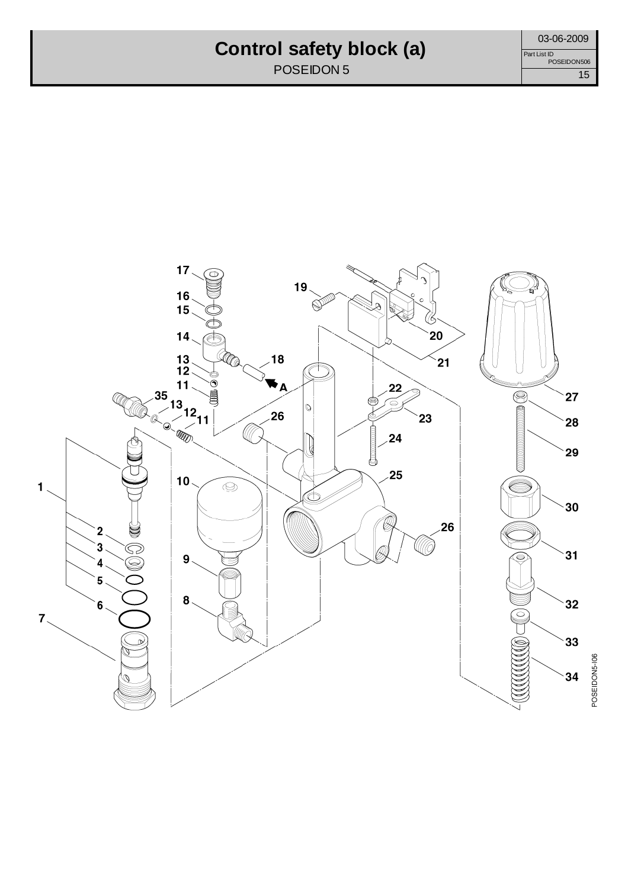# Control safety block (a)

POSEIDON 5

03-06-2009

Part List ID POSEIDON506

17
16
15
14
13
12
11
18
A
19
20
21
22
23
24
25
26
26
27
28
29
30
31
32
33
34
35
13
12
11
1
2
3
4
5
6
7
8
9
10

POSEIDON5-I06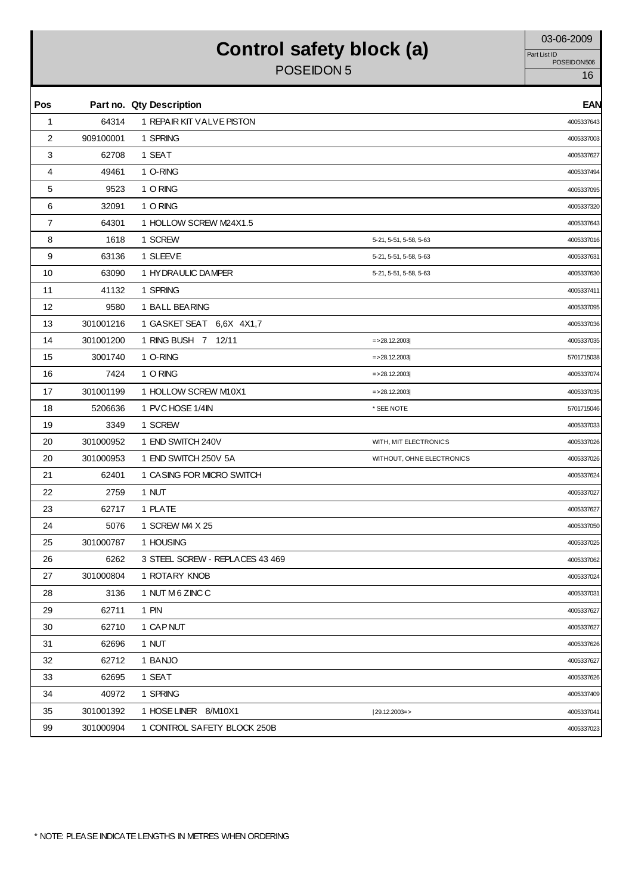# Control safety block (a)

POSEIDON 5

03-06-2009

Part List ID POSEIDON506

| Pos | Part no. | Qty | Description | | EAN |
|---|---|---|---|---|---|
| 1 | 64314 | 1 | REPAIR KIT VALVE PISTON | | 4005337643 |
| 2 | 909100001 | 1 | SPRING | | 4005337003 |
| 3 | 62708 | 1 | SEAT | | 4005337627 |
| 4 | 49461 | 1 | O-RING | | 4005337494 |
| 5 | 9523 | 1 | O RING | | 4005337095 |
| 6 | 32091 | 1 | O RING | | 4005337320 |
| 7 | 64301 | 1 | HOLLOW SCREW M24X1.5 | | 4005337643 |
| 8 | 1618 | 1 | SCREW | 5-21, 5-51, 5-58, 5-63 | 4005337016 |
| 9 | 63136 | 1 | SLEEVE | 5-21, 5-51, 5-58, 5-63 | 4005337631 |
| 10 | 63090 | 1 | HYDRAULIC DAMPER | 5-21, 5-51, 5-58, 5-63 | 4005337630 |
| 11 | 41132 | 1 | SPRING | | 4005337411 |
| 12 | 9580 | 1 | BALL BEARING | | 4005337095 |
| 13 | 301001216 | 1 | GASKET SEAT 6,6X 4X1,7 | | 4005337036 |
| 14 | 301001200 | 1 | RING BUSH 7 12/11 | =>28.12.2003\| | 4005337035 |
| 15 | 3001740 | 1 | O-RING | =>28.12.2003\| | 5701715038 |
| 16 | 7424 | 1 | O RING | =>28.12.2003\| | 4005337074 |
| 17 | 301001199 | 1 | HOLLOW SCREW M10X1 | =>28.12.2003\| | 4005337035 |
| 18 | 5206636 | 1 | PVC HOSE 1/4IN | * SEE NOTE | 5701715046 |
| 19 | 3349 | 1 | SCREW | | 4005337033 |
| 20 | 301000952 | 1 | END SWITCH 240V | WITH, MIT ELECTRONICS | 4005337026 |
| 20 | 301000953 | 1 | END SWITCH 250V 5A | WITHOUT, OHNE ELECTRONICS | 4005337026 |
| 21 | 62401 | 1 | CASING FOR MICRO SWITCH | | 4005337624 |
| 22 | 2759 | 1 | NUT | | 4005337027 |
| 23 | 62717 | 1 | PLATE | | 4005337627 |
| 24 | 5076 | 1 | SCREW M4 X 25 | | 4005337050 |
| 25 | 301000787 | 1 | HOUSING | | 4005337025 |
| 26 | 6262 | 3 | STEEL SCREW - REPLACES 43 469 | | 4005337062 |
| 27 | 301000804 | 1 | ROTARY KNOB | | 4005337024 |
| 28 | 3136 | 1 | NUT M 6 ZINC C | | 4005337031 |
| 29 | 62711 | 1 | PIN | | 4005337627 |
| 30 | 62710 | 1 | CAP NUT | | 4005337627 |
| 31 | 62696 | 1 | NUT | | 4005337626 |
| 32 | 62712 | 1 | BANJO | | 4005337627 |
| 33 | 62695 | 1 | SEAT | | 4005337626 |
| 34 | 40972 | 1 | SPRING | | 4005337409 |
| 35 | 301001392 | 1 | HOSE LINER 8/M10X1 | \|29.12.2003=> | 4005337041 |
| 99 | 301000904 | 1 | CONTROL SAFETY BLOCK 250B | | 4005337023 |

* NOTE: PLEASE INDICATE LENGTHS IN METRES WHEN ORDERING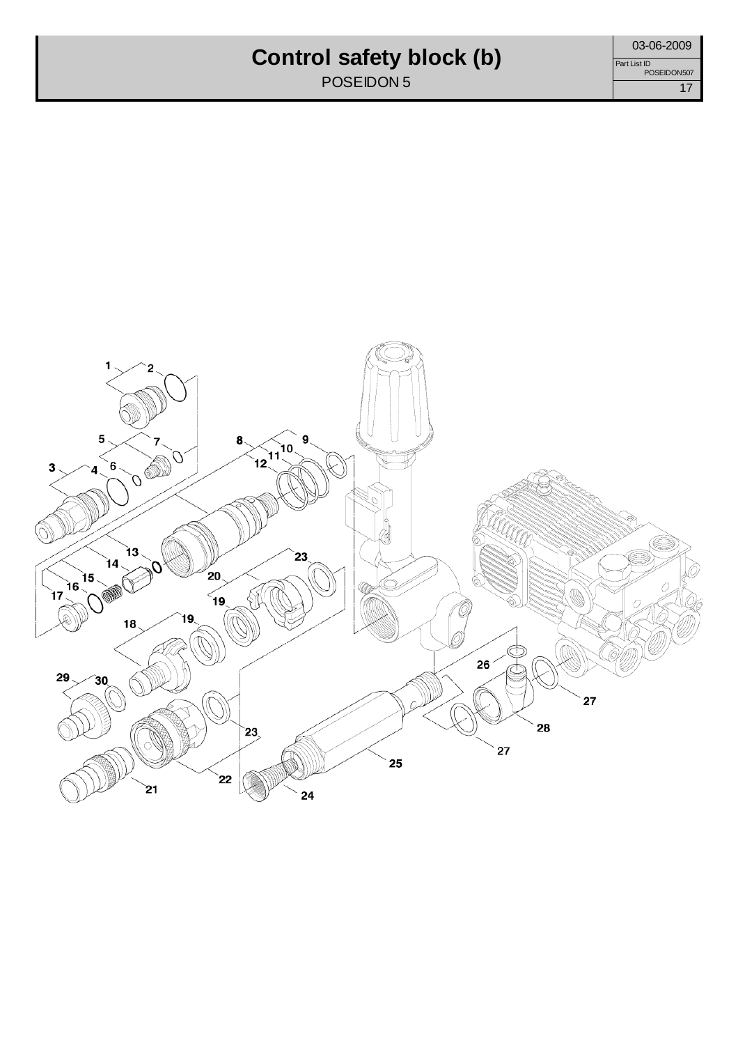# Control safety block (b)

POSEIDON 5

03-06-2009

Part List ID POSEIDON507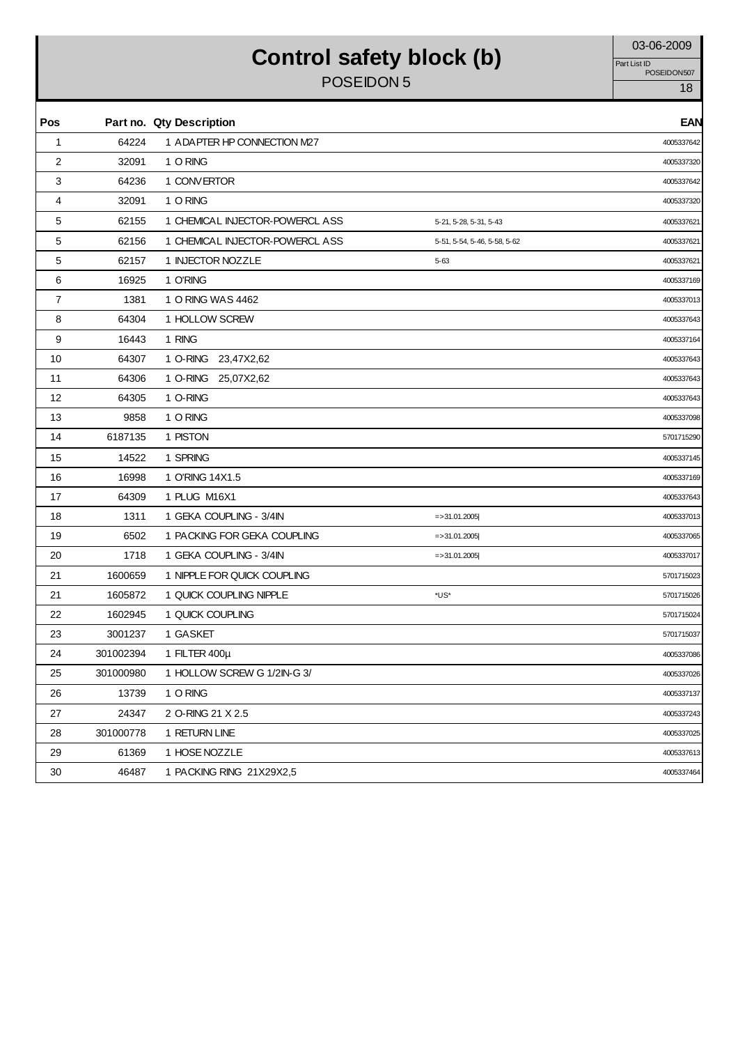# Control safety block (b)

POSEIDON 5

03-06-2009

Part List ID POSEIDON507

| Pos | Part no. | Qty | Description | | EAN |
|---|---|---|---|---|---|
| 1 | 64224 | 1 | ADAPTER HP CONNECTION M27 | | 4005337642 |
| 2 | 32091 | 1 | O RING | | 4005337320 |
| 3 | 64236 | 1 | CONVERTOR | | 4005337642 |
| 4 | 32091 | 1 | O RING | | 4005337320 |
| 5 | 62155 | 1 | CHEMICAL INJECTOR-POWERCL ASS | 5-21, 5-28, 5-31, 5-43 | 4005337621 |
| 5 | 62156 | 1 | CHEMICAL INJECTOR-POWERCL ASS | 5-51, 5-54, 5-46, 5-58, 5-62 | 4005337621 |
| 5 | 62157 | 1 | INJECTOR NOZZLE | 5-63 | 4005337621 |
| 6 | 16925 | 1 | O'RING | | 4005337169 |
| 7 | 1381 | 1 | O RING WAS 4462 | | 4005337013 |
| 8 | 64304 | 1 | HOLLOW SCREW | | 4005337643 |
| 9 | 16443 | 1 | RING | | 4005337164 |
| 10 | 64307 | 1 | O-RING 23,47X2,62 | | 4005337643 |
| 11 | 64306 | 1 | O-RING 25,07X2,62 | | 4005337643 |
| 12 | 64305 | 1 | O-RING | | 4005337643 |
| 13 | 9858 | 1 | O RING | | 4005337098 |
| 14 | 6187135 | 1 | PISTON | | 5701715290 |
| 15 | 14522 | 1 | SPRING | | 4005337145 |
| 16 | 16998 | 1 | O'RING 14X1.5 | | 4005337169 |
| 17 | 64309 | 1 | PLUG M16X1 | | 4005337643 |
| 18 | 1311 | 1 | GEKA COUPLING - 3/4IN | =>31.01.2005\| | 4005337013 |
| 19 | 6502 | 1 | PACKING FOR GEKA COUPLING | =>31.01.2005\| | 4005337065 |
| 20 | 1718 | 1 | GEKA COUPLING - 3/4IN | =>31.01.2005\| | 4005337017 |
| 21 | 1600659 | 1 | NIPPLE FOR QUICK COUPLING | | 5701715023 |
| 21 | 1605872 | 1 | QUICK COUPLING NIPPLE | *US* | 5701715026 |
| 22 | 1602945 | 1 | QUICK COUPLING | | 5701715024 |
| 23 | 3001237 | 1 | GASKET | | 5701715037 |
| 24 | 301002394 | 1 | FILTER 400µ | | 4005337086 |
| 25 | 301000980 | 1 | HOLLOW SCREW G 1/2IN-G 3/ | | 4005337026 |
| 26 | 13739 | 1 | O RING | | 4005337137 |
| 27 | 24347 | 2 | O-RING 21 X 2.5 | | 4005337243 |
| 28 | 301000778 | 1 | RETURN LINE | | 4005337025 |
| 29 | 61369 | 1 | HOSE NOZZLE | | 4005337613 |
| 30 | 46487 | 1 | PACKING RING 21X29X2,5 | | 4005337464 |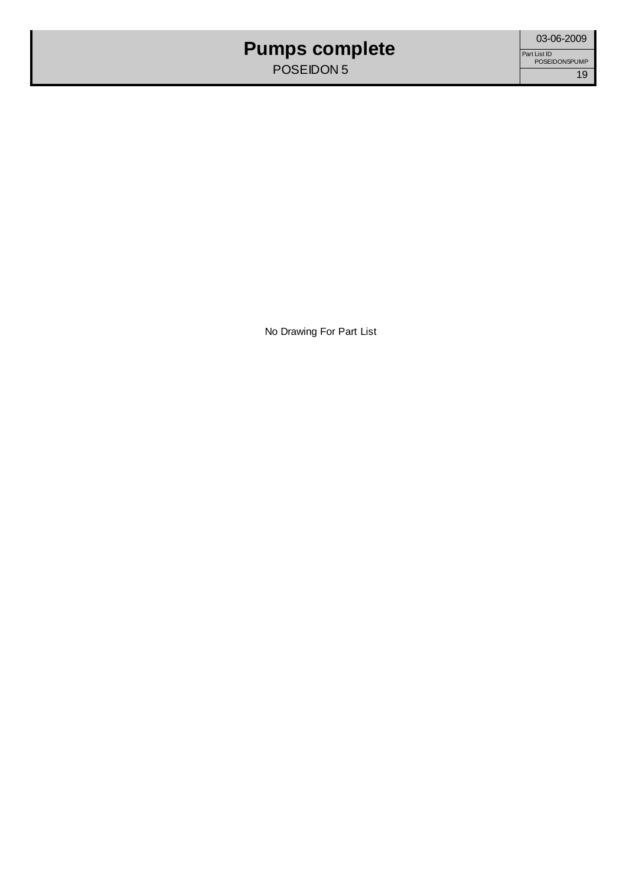# Pumps complete

POSEIDON 5

03-06-2009

Part List ID
POSEIDON5PUMP

No Drawing For Part List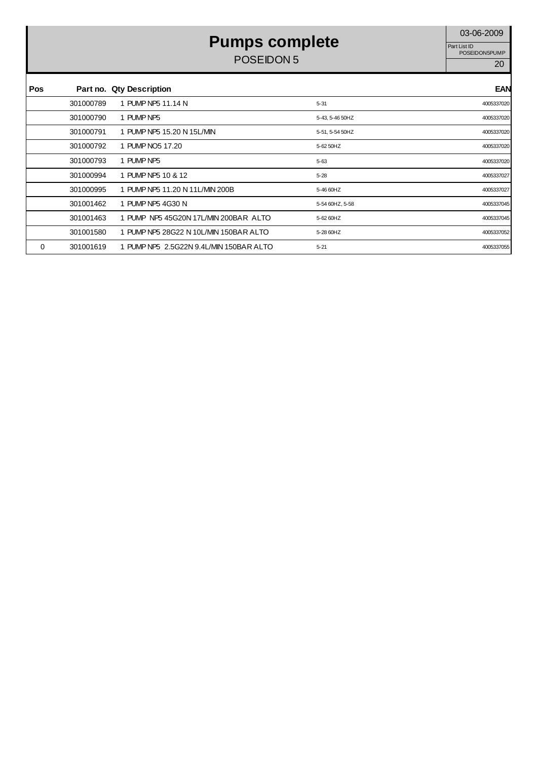# Pumps complete

POSEIDON 5

03-06-2009

Part List ID
POSEIDON5PUMP

| Pos | Part no. | Qty | Description | | EAN |
|---|---|---|---|---|---|
| | 301000789 | 1 | PUMP NP5 11.14 N | 5-31 | 4005337020 |
| | 301000790 | 1 | PUMP NP5 | 5-43, 5-46 50HZ | 4005337020 |
| | 301000791 | 1 | PUMP NP5 15.20 N 15L/MIN | 5-51, 5-54 50HZ | 4005337020 |
| | 301000792 | 1 | PUMP NO5 17.20 | 5-62 50HZ | 4005337020 |
| | 301000793 | 1 | PUMP NP5 | 5-63 | 4005337020 |
| | 301000994 | 1 | PUMP NP5 10 & 12 | 5-28 | 4005337027 |
| | 301000995 | 1 | PUMP NP5 11.20 N 11L/MIN 200B | 5-46 60HZ | 4005337027 |
| | 301001462 | 1 | PUMP NP5 4G30 N | 5-54 60HZ, 5-58 | 4005337045 |
| | 301001463 | 1 | PUMP NP5 45G20N 17L/MIN 200BAR ALTO | 5-62 60HZ | 4005337045 |
| | 301001580 | 1 | PUMP NP5 28G22 N 10L/MIN 150BAR ALTO | 5-28 60HZ | 4005337052 |
| 0 | 301001619 | 1 | PUMP NP5 2.5G22N 9.4L/MIN 150BAR ALTO | 5-21 | 4005337055 |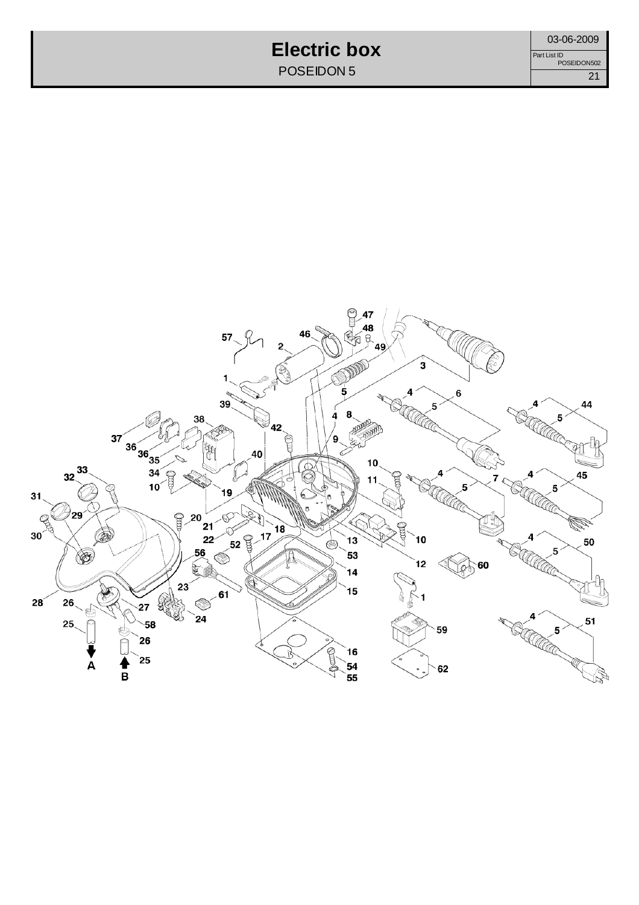# Electric box

POSEIDON 5

03-06-2009

Part List ID POSEIDON502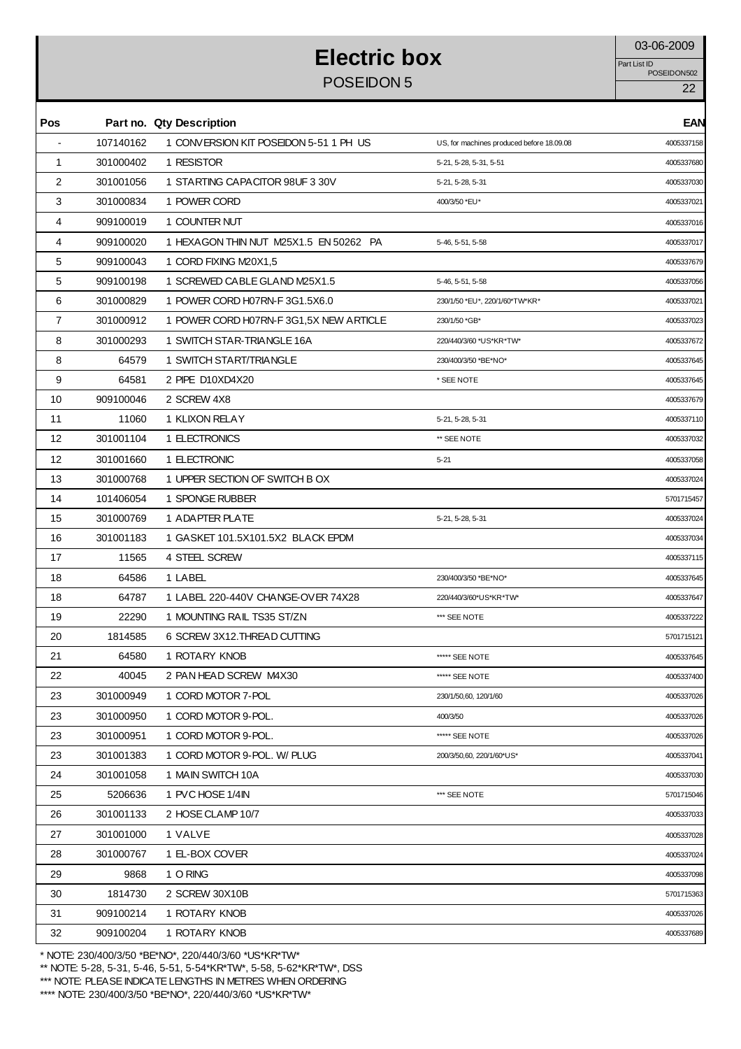# Electric box

## POSEIDON 5

03-06-2009

Part List ID POSEIDON502

| Pos | Part no. | Qty | Description | | EAN |
|---|---|---|---|---|---|
| - | 107140162 | 1 | CONVERSION KIT POSEIDON 5-51 1 PH US | US, for machines produced before 18.09.08 | 4005337158 |
| 1 | 301000402 | 1 | RESISTOR | 5-21, 5-28, 5-31, 5-51 | 4005337680 |
| 2 | 301001056 | 1 | STARTING CAPACITOR 98UF 3 30V | 5-21, 5-28, 5-31 | 4005337030 |
| 3 | 301000834 | 1 | POWER CORD | 400/3/50 *EU* | 4005337021 |
| 4 | 909100019 | 1 | COUNTER NUT | | 4005337016 |
| 4 | 909100020 | 1 | HEXAGON THIN NUT M25X1.5 EN 50262 PA | 5-46, 5-51, 5-58 | 4005337017 |
| 5 | 909100043 | 1 | CORD FIXING M20X1,5 | | 4005337679 |
| 5 | 909100198 | 1 | SCREWED CABLE GLAND M25X1.5 | 5-46, 5-51, 5-58 | 4005337056 |
| 6 | 301000829 | 1 | POWER CORD H07RN-F 3G1.5X6.0 | 230/1/50 *EU*, 220/1/60*TW*KR* | 4005337021 |
| 7 | 301000912 | 1 | POWER CORD H07RN-F 3G1,5X NEW ARTICLE | 230/1/50 *GB* | 4005337023 |
| 8 | 301000293 | 1 | SWITCH STAR-TRIANGLE 16A | 220/440/3/60 *US*KR*TW* | 4005337672 |
| 8 | 64579 | 1 | SWITCH START/TRIANGLE | 230/400/3/50 *BE*NO* | 4005337645 |
| 9 | 64581 | 2 | PIPE D10XD4X20 | * SEE NOTE | 4005337645 |
| 10 | 909100046 | 2 | SCREW 4X8 | | 4005337679 |
| 11 | 11060 | 1 | KLIXON RELAY | 5-21, 5-28, 5-31 | 4005337110 |
| 12 | 301001104 | 1 | ELECTRONICS | ** SEE NOTE | 4005337032 |
| 12 | 301001660 | 1 | ELECTRONIC | 5-21 | 4005337058 |
| 13 | 301000768 | 1 | UPPER SECTION OF SWITCH B OX | | 4005337024 |
| 14 | 101406054 | 1 | SPONGE RUBBER | | 5701715457 |
| 15 | 301000769 | 1 | ADAPTER PLATE | 5-21, 5-28, 5-31 | 4005337024 |
| 16 | 301001183 | 1 | GASKET 101.5X101.5X2 BLACK EPDM | | 4005337034 |
| 17 | 11565 | 4 | STEEL SCREW | | 4005337115 |
| 18 | 64586 | 1 | LABEL | 230/400/3/50 *BE*NO* | 4005337645 |
| 18 | 64787 | 1 | LABEL 220-440V CHANGE-OVER 74X28 | 220/440/3/60*US*KR*TW* | 4005337647 |
| 19 | 22290 | 1 | MOUNTING RAIL TS35 ST/ZN | *** SEE NOTE | 4005337222 |
| 20 | 1814585 | 6 | SCREW 3X12.THREAD CUTTING | | 5701715121 |
| 21 | 64580 | 1 | ROTARY KNOB | ***** SEE NOTE | 4005337645 |
| 22 | 40045 | 2 | PAN HEAD SCREW M4X30 | ***** SEE NOTE | 4005337400 |
| 23 | 301000949 | 1 | CORD MOTOR 7-POL | 230/1/50,60, 120/1/60 | 4005337026 |
| 23 | 301000950 | 1 | CORD MOTOR 9-POL. | 400/3/50 | 4005337026 |
| 23 | 301000951 | 1 | CORD MOTOR 9-POL. | ***** SEE NOTE | 4005337026 |
| 23 | 301001383 | 1 | CORD MOTOR 9-POL. W/ PLUG | 200/3/50,60, 220/1/60*US* | 4005337041 |
| 24 | 301001058 | 1 | MAIN SWITCH 10A | | 4005337030 |
| 25 | 5206636 | 1 | PVC HOSE 1/4IN | *** SEE NOTE | 5701715046 |
| 26 | 301001133 | 2 | HOSE CLAMP 10/7 | | 4005337033 |
| 27 | 301001000 | 1 | VALVE | | 4005337028 |
| 28 | 301000767 | 1 | EL-BOX COVER | | 4005337024 |
| 29 | 9868 | 1 | O RING | | 4005337098 |
| 30 | 1814730 | 2 | SCREW 30X10B | | 5701715363 |
| 31 | 909100214 | 1 | ROTARY KNOB | | 4005337026 |
| 32 | 909100204 | 1 | ROTARY KNOB | | 4005337689 |

\* NOTE: 230/400/3/50 *BE*NO*, 220/440/3/60 *US*KR*TW*

** NOTE: 5-28, 5-31, 5-46, 5-51, 5-54*KR*TW*, 5-58, 5-62*KR*TW*, DSS

*** NOTE: PLEASE INDICATE LENGTHS IN METRES WHEN ORDERING

**** NOTE: 230/400/3/50 *BE*NO*, 220/440/3/60 *US*KR*TW*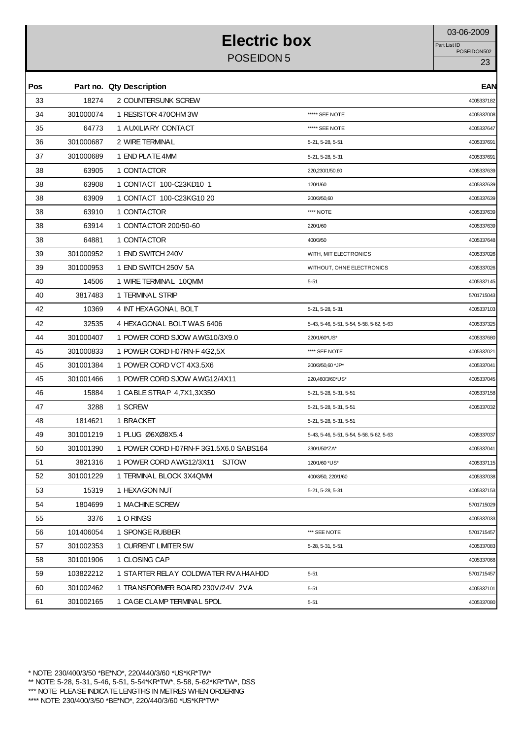# Electric box

POSEIDON 5

03-06-2009

Part List ID POSEIDON502

| Pos | Part no. | Qty | Description | | EAN |
|---|---|---|---|---|---|
| 33 | 18274 | 2 | COUNTERSUNK SCREW | | 4005337182 |
| 34 | 301000074 | 1 | RESISTOR 470OHM 3W | ***** SEE NOTE | 4005337008 |
| 35 | 64773 | 1 | AUXILIARY CONTACT | ***** SEE NOTE | 4005337647 |
| 36 | 301000687 | 2 | WIRE TERMINAL | 5-21, 5-28, 5-51 | 4005337691 |
| 37 | 301000689 | 1 | END PLATE 4MM | 5-21, 5-28, 5-31 | 4005337691 |
| 38 | 63905 | 1 | CONTACTOR | 220,230/1/50,60 | 4005337639 |
| 38 | 63908 | 1 | CONTACT 100-C23KD10 1 | 120/1/60 | 4005337639 |
| 38 | 63909 | 1 | CONTACT 100-C23KG10 20 | 200/3/50,60 | 4005337639 |
| 38 | 63910 | 1 | CONTACTOR | **** NOTE | 4005337639 |
| 38 | 63914 | 1 | CONTACTOR 200/50-60 | 220/1/60 | 4005337639 |
| 38 | 64881 | 1 | CONTACTOR | 400/3/50 | 4005337648 |
| 39 | 301000952 | 1 | END SWITCH 240V | WITH, MIT ELECTRONICS | 4005337026 |
| 39 | 301000953 | 1 | END SWITCH 250V 5A | WITHOUT, OHNE ELECTRONICS | 4005337026 |
| 40 | 14506 | 1 | WIRE TERMINAL 10QMM | 5-51 | 4005337145 |
| 40 | 3817483 | 1 | TERMINAL STRIP | | 5701715043 |
| 42 | 10369 | 4 | INT HEXAGONAL BOLT | 5-21, 5-28, 5-31 | 4005337103 |
| 42 | 32535 | 4 | HEXAGONAL BOLT WAS 6406 | 5-43, 5-46, 5-51, 5-54, 5-58, 5-62, 5-63 | 4005337325 |
| 44 | 301000407 | 1 | POWER CORD SJOW AWG10/3X9.0 | 220/1/60*US* | 4005337680 |
| 45 | 301000833 | 1 | POWER CORD H07RN-F 4G2,5X | **** SEE NOTE | 4005337021 |
| 45 | 301001384 | 1 | POWER CORD VCT 4X3.5X6 | 200/3/50,60 *JP* | 4005337041 |
| 45 | 301001466 | 1 | POWER CORD SJOW AWG12/4X11 | 220,460/3/60*US* | 4005337045 |
| 46 | 15884 | 1 | CABLE STRAP 4,7X1,3X350 | 5-21, 5-28, 5-31, 5-51 | 4005337158 |
| 47 | 3288 | 1 | SCREW | 5-21, 5-28, 5-31, 5-51 | 4005337032 |
| 48 | 1814621 | 1 | BRACKET | 5-21, 5-28, 5-31, 5-51 | |
| 49 | 301001219 | 1 | PLUG Ø6XØ8X5.4 | 5-43, 5-46, 5-51, 5-54, 5-58, 5-62, 5-63 | 4005337037 |
| 50 | 301001390 | 1 | POWER CORD H07RN-F 3G1.5X6.0 SABS164 | 230/1/50*ZA* | 4005337041 |
| 51 | 3821316 | 1 | POWER CORD AWG12/3X11 SJTOW | 120/1/60 *US* | 4005337115 |
| 52 | 301001229 | 1 | TERMINAL BLOCK 3X4QMM | 400/3/50, 220/1/60 | 4005337038 |
| 53 | 15319 | 1 | HEXAGON NUT | 5-21, 5-28, 5-31 | 4005337153 |
| 54 | 1804699 | 1 | MACHINE SCREW | | 5701715029 |
| 55 | 3376 | 1 | O RINGS | | 4005337033 |
| 56 | 101406054 | 1 | SPONGE RUBBER | *** SEE NOTE | 5701715457 |
| 57 | 301002353 | 1 | CURRENT LIMITER 5W | 5-28, 5-31, 5-51 | 4005337083 |
| 58 | 301001906 | 1 | CLOSING CAP | | 4005337068 |
| 59 | 103822212 | 1 | STARTER RELAY COLDWATER RVAH4AH0D | 5-51 | 5701715457 |
| 60 | 301002462 | 1 | TRANSFORMER BOARD 230V/24V 2VA | 5-51 | 4005337101 |
| 61 | 301002165 | 1 | CAGE CLAMP TERMINAL 5POL | 5-51 | 4005337080 |

\* NOTE: 230/400/3/50 *BE*NO*, 220/440/3/60 *US*KR*TW*
** NOTE: 5-28, 5-31, 5-46, 5-51, 5-54*KR*TW*, 5-58, 5-62*KR*TW*, DSS
*** NOTE: PLEASE INDICATE LENGTHS IN METRES WHEN ORDERING
**** NOTE: 230/400/3/50 *BE*NO*, 220/440/3/60 *US*KR*TW*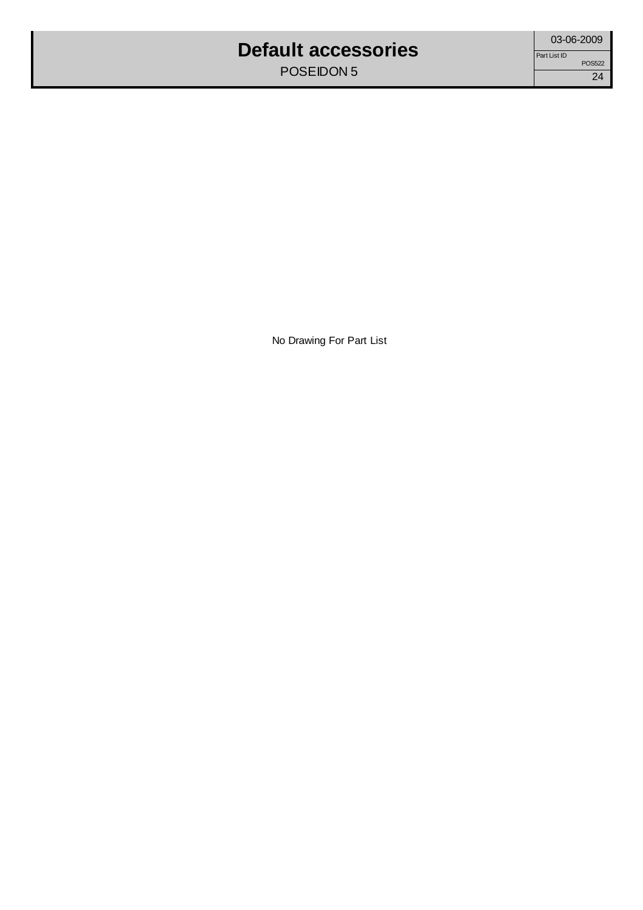# Default accessories

POSEIDON 5

Part List ID: POS522

No Drawing For Part List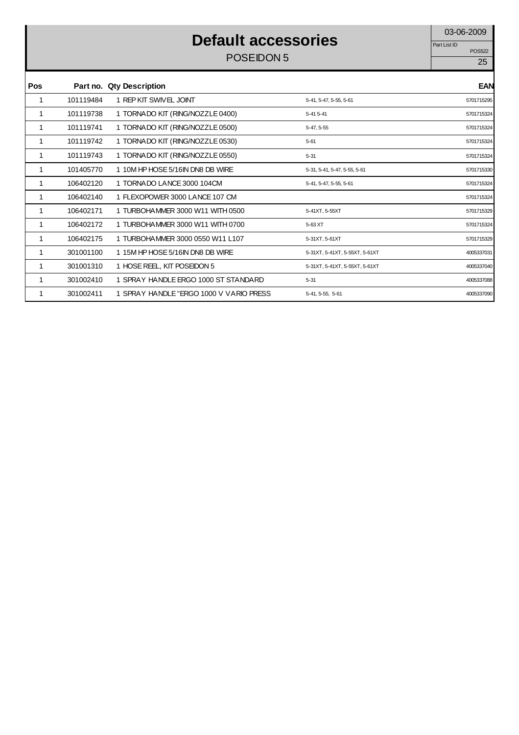# Default accessories

POSEIDON 5

03-06-2009

Part List ID POS522

| Pos | Part no. | Qty | Description | | EAN |
|---|---|---|---|---|---|
| 1 | 101119484 | 1 | REP KIT SWIVEL JOINT | 5-41, 5-47, 5-55, 5-61 | 5701715295 |
| 1 | 101119738 | 1 | TORNADO KIT (RING/NOZZLE 0400) | 5-41 5-41 | 5701715324 |
| 1 | 101119741 | 1 | TORNADO KIT (RING/NOZZLE 0500) | 5-47, 5-55 | 5701715324 |
| 1 | 101119742 | 1 | TORNADO KIT (RING/NOZZLE 0530) | 5-61 | 5701715324 |
| 1 | 101119743 | 1 | TORNADO KIT (RING/NOZZLE 0550) | 5-31 | 5701715324 |
| 1 | 101405770 | 1 | 10M HP HOSE 5/16IN DN8 DB WIRE | 5-31, 5-41, 5-47, 5-55, 5-61 | 5701715330 |
| 1 | 106402120 | 1 | TORNADO LANCE 3000 104CM | 5-41, 5-47, 5-55, 5-61 | 5701715324 |
| 1 | 106402140 | 1 | FLEXOPOWER 3000 LANCE 107 CM | | 5701715324 |
| 1 | 106402171 | 1 | TURBOHAMMER 3000 W11 WITH 0500 | 5-41XT, 5-55XT | 5701715329 |
| 1 | 106402172 | 1 | TURBOHAMMER 3000 W11 WITH 0700 | 5-63 XT | 5701715324 |
| 1 | 106402175 | 1 | TURBOHAMMER 3000 0550 W11 L107 | 5-31XT, 5-61XT | 5701715329 |
| 1 | 301001100 | 1 | 15M HP HOSE 5/16IN DN8 DB WIRE | 5-31XT, 5-41XT, 5-55XT, 5-61XT | 4005337031 |
| 1 | 301001310 | 1 | HOSE REEL, KIT POSEIDON 5 | 5-31XT, 5-41XT, 5-55XT, 5-61XT | 4005337040 |
| 1 | 301002410 | 1 | SPRAY HANDLE ERGO 1000 ST STANDARD | 5-31 | 4005337088 |
| 1 | 301002411 | 1 | SPRAY HANDLE "ERGO 1000 V VARIO PRESS | 5-41, 5-55, 5-61 | 4005337090 |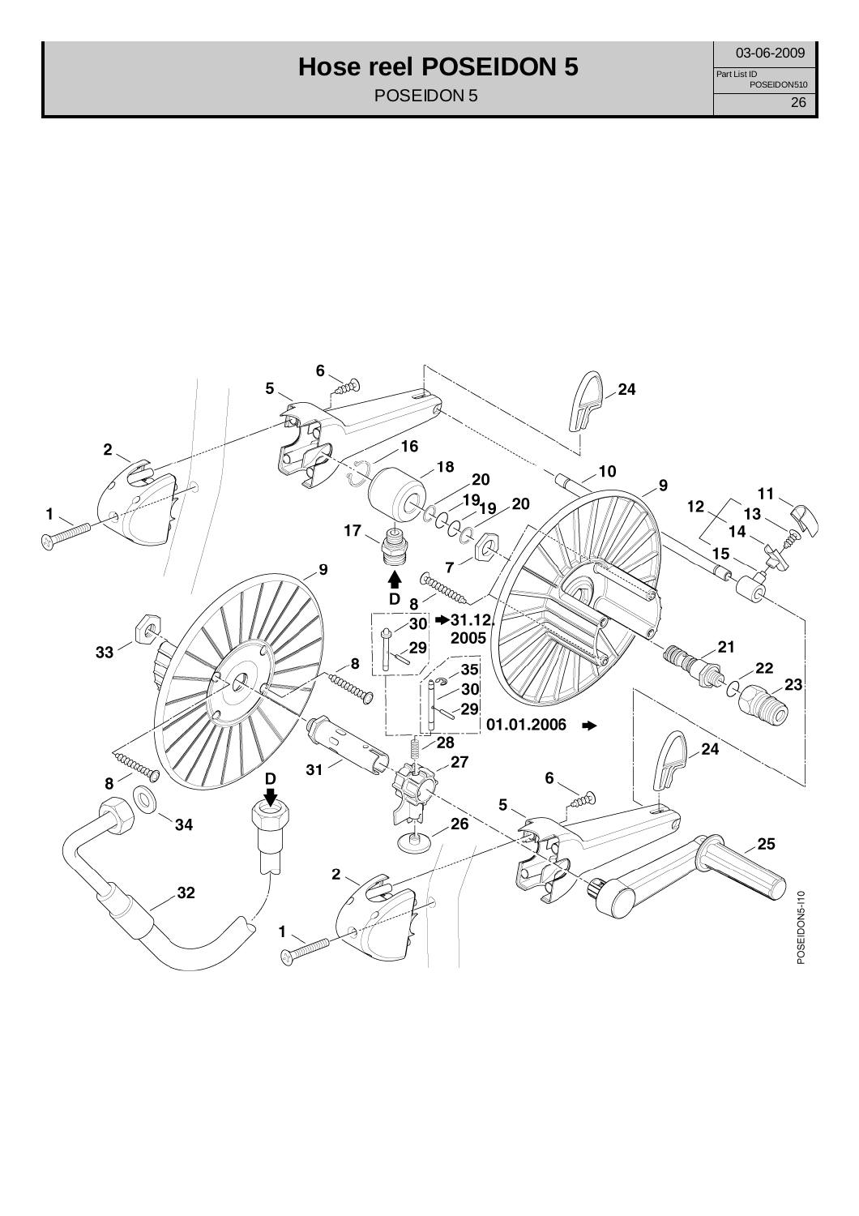# Hose reel POSEIDON 5

POSEIDON 5

03-06-2009

Part List ID POSEIDON510

1 2 5 6 16 18 17 20 19 19 20 7 24 10 9 11 12 13 14 15 9 33 8 D 8 30 29 ➡31.12. 2005 35 30 29 01.01.2006 ➡ 28 27 21 22 23 24 31 8 34 D 6 5 26 25 32 2 1

POSEIDON5-I10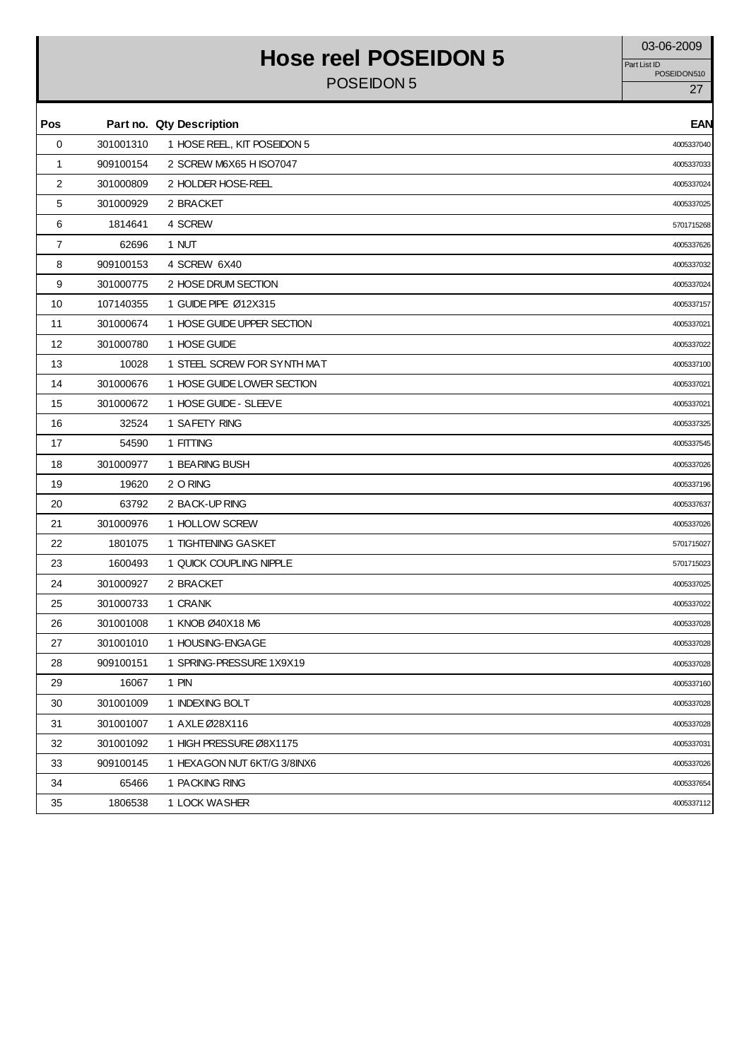# Hose reel POSEIDON 5

POSEIDON 5

03-06-2009

Part List ID POSEIDON510

| Pos | Part no. | Qty | Description | EAN |
|---|---|---|---|---|
| 0 | 301001310 | 1 | HOSE REEL, KIT POSEIDON 5 | 4005337040 |
| 1 | 909100154 | 2 | SCREW M6X65 H ISO7047 | 4005337033 |
| 2 | 301000809 | 2 | HOLDER HOSE-REEL | 4005337024 |
| 5 | 301000929 | 2 | BRACKET | 4005337025 |
| 6 | 1814641 | 4 | SCREW | 5701715268 |
| 7 | 62696 | 1 | NUT | 4005337626 |
| 8 | 909100153 | 4 | SCREW 6X40 | 4005337032 |
| 9 | 301000775 | 2 | HOSE DRUM SECTION | 4005337024 |
| 10 | 107140355 | 1 | GUIDE PIPE Ø12X315 | 4005337157 |
| 11 | 301000674 | 1 | HOSE GUIDE UPPER SECTION | 4005337021 |
| 12 | 301000780 | 1 | HOSE GUIDE | 4005337022 |
| 13 | 10028 | 1 | STEEL SCREW FOR SYNTH MAT | 4005337100 |
| 14 | 301000676 | 1 | HOSE GUIDE LOWER SECTION | 4005337021 |
| 15 | 301000672 | 1 | HOSE GUIDE - SLEEVE | 4005337021 |
| 16 | 32524 | 1 | SAFETY RING | 4005337325 |
| 17 | 54590 | 1 | FITTING | 4005337545 |
| 18 | 301000977 | 1 | BEARING BUSH | 4005337026 |
| 19 | 19620 | 2 | O RING | 4005337196 |
| 20 | 63792 | 2 | BACK-UP RING | 4005337637 |
| 21 | 301000976 | 1 | HOLLOW SCREW | 4005337026 |
| 22 | 1801075 | 1 | TIGHTENING GASKET | 5701715027 |
| 23 | 1600493 | 1 | QUICK COUPLING NIPPLE | 5701715023 |
| 24 | 301000927 | 2 | BRACKET | 4005337025 |
| 25 | 301000733 | 1 | CRANK | 4005337022 |
| 26 | 301001008 | 1 | KNOB Ø40X18 M6 | 4005337028 |
| 27 | 301001010 | 1 | HOUSING-ENGAGE | 4005337028 |
| 28 | 909100151 | 1 | SPRING-PRESSURE 1X9X19 | 4005337028 |
| 29 | 16067 | 1 | PIN | 4005337160 |
| 30 | 301001009 | 1 | INDEXING BOLT | 4005337028 |
| 31 | 301001007 | 1 | AXLE Ø28X116 | 4005337028 |
| 32 | 301001092 | 1 | HIGH PRESSURE Ø8X1175 | 4005337031 |
| 33 | 909100145 | 1 | HEXAGON NUT 6KT/G 3/8INX6 | 4005337026 |
| 34 | 65466 | 1 | PACKING RING | 4005337654 |
| 35 | 1806538 | 1 | LOCK WASHER | 4005337112 |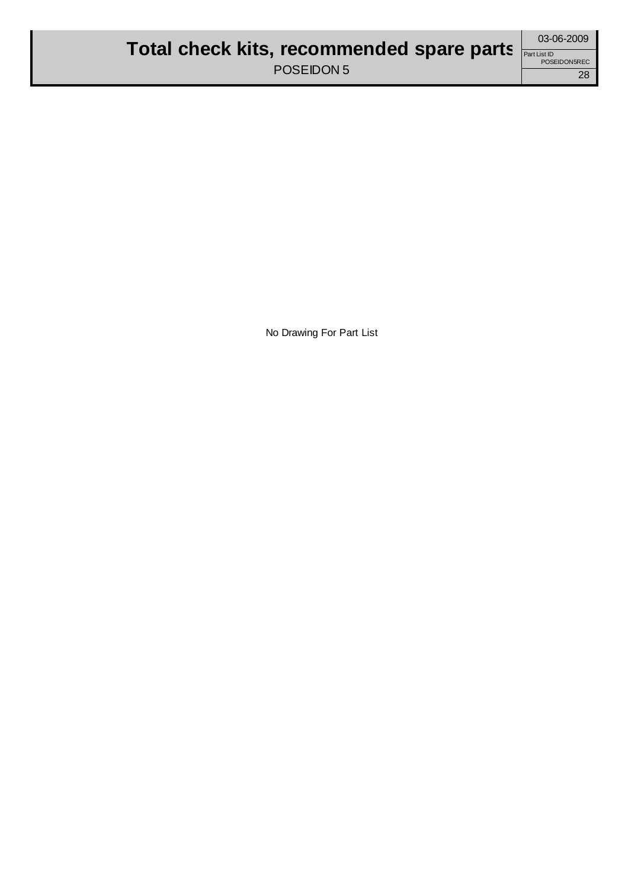# Total check kits, recommended spare parts

POSEIDON 5

03-06-2009

Part List ID POSEIDON5REC

No Drawing For Part List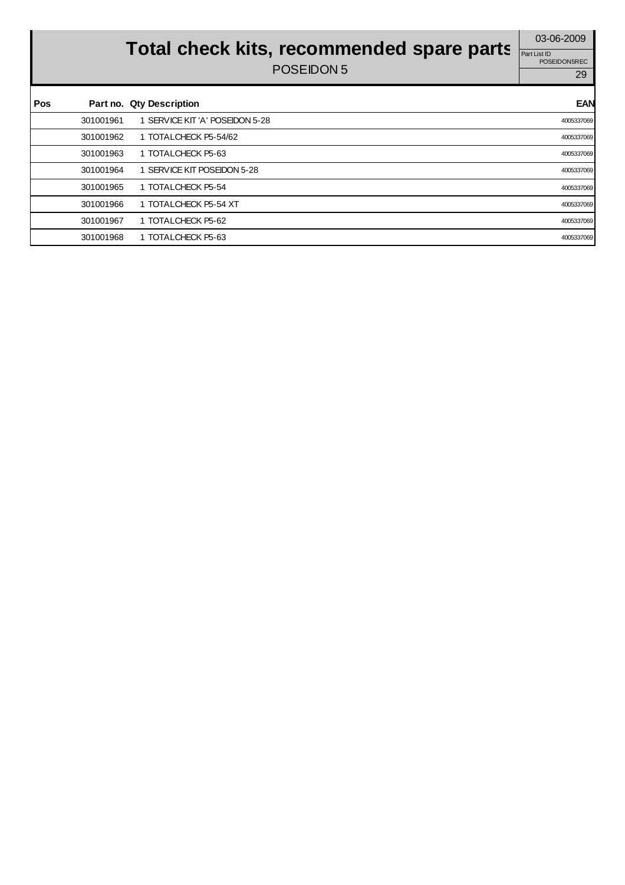# Total check kits, recommended spare parts

POSEIDON 5

03-06-2009

Part List ID POSEIDON5REC

| Pos | Part no. | Qty | Description | EAN |
|---|---|---|---|---|
| | 301001961 | 1 | SERVICE KIT 'A' POSEIDON 5-28 | 4005337069 |
| | 301001962 | 1 | TOTALCHECK P5-54/62 | 4005337069 |
| | 301001963 | 1 | TOTALCHECK P5-63 | 4005337069 |
| | 301001964 | 1 | SERVICE KIT POSEIDON 5-28 | 4005337069 |
| | 301001965 | 1 | TOTALCHECK P5-54 | 4005337069 |
| | 301001966 | 1 | TOTALCHECK P5-54 XT | 4005337069 |
| | 301001967 | 1 | TOTALCHECK P5-62 | 4005337069 |
| | 301001968 | 1 | TOTALCHECK P5-63 | 4005337069 |